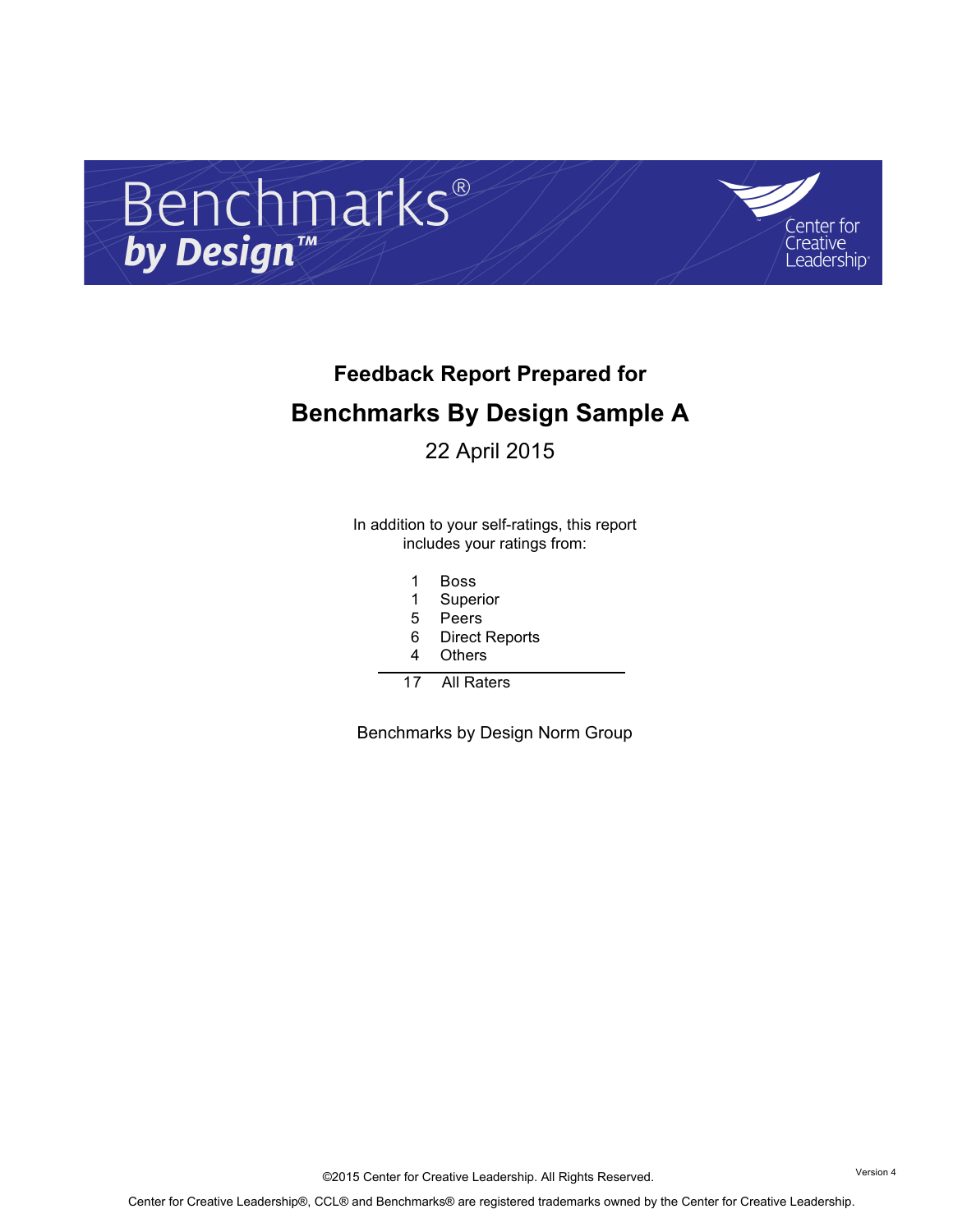# Benchmarks® by Design™

Center for Creative Leadership

## Feedback Report Prepared for

# Benchmarks By Design Sample A

22 April 2015

In addition to your self-ratings, this report includes your ratings from:

| | |
|---|---|
| 1 | Boss |
| 1 | Superior |
| 5 | Peers |
| 6 | Direct Reports |
| 4 | Others |
| 17 | All Raters |

Benchmarks by Design Norm Group

©2015 Center for Creative Leadership. All Rights Reserved.

Version 4

Center for Creative Leadership®, CCL® and Benchmarks® are registered trademarks owned by the Center for Creative Leadership.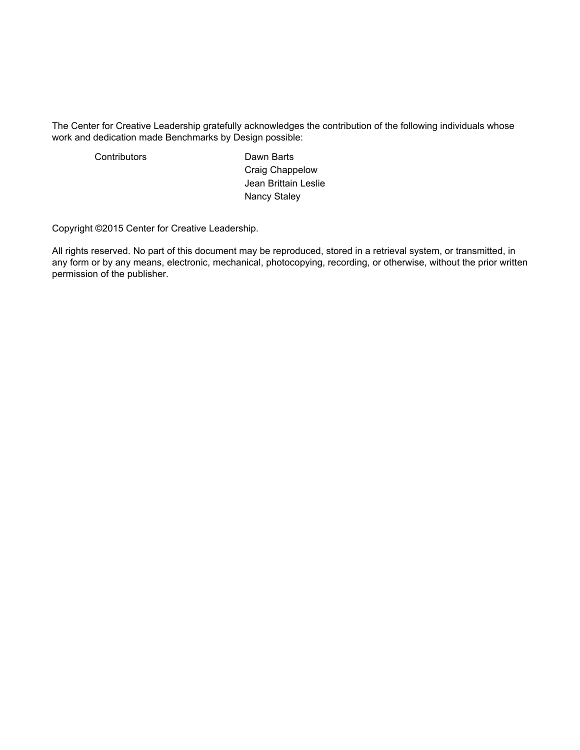The Center for Creative Leadership gratefully acknowledges the contribution of the following individuals whose work and dedication made Benchmarks by Design possible:

| Contributors | Dawn Barts |
| --- | --- |
| | Craig Chappelow |
| | Jean Brittain Leslie |
| | Nancy Staley |

Copyright ©2015 Center for Creative Leadership.

All rights reserved. No part of this document may be reproduced, stored in a retrieval system, or transmitted, in any form or by any means, electronic, mechanical, photocopying, recording, or otherwise, without the prior written permission of the publisher.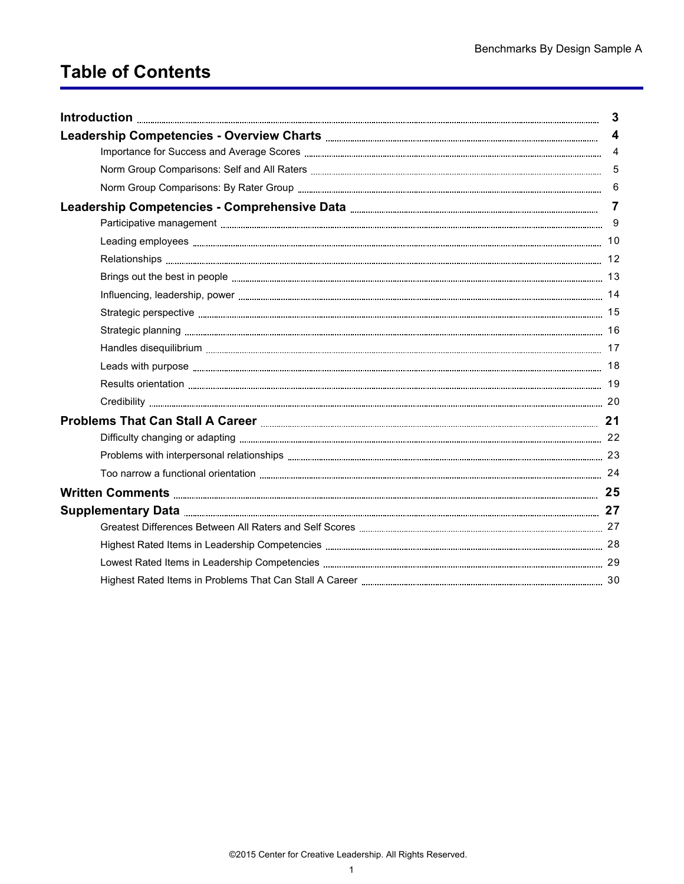# Table of Contents

**Introduction** ..... **3**

**Leadership Competencies - Overview Charts** ..... **4**

- Importance for Success and Average Scores ..... 4
- Norm Group Comparisons: Self and All Raters ..... 5
- Norm Group Comparisons: By Rater Group ..... 6

**Leadership Competencies - Comprehensive Data** ..... **7**

- Participative management ..... 9
- Leading employees ..... 10
- Relationships ..... 12
- Brings out the best in people ..... 13
- Influencing, leadership, power ..... 14
- Strategic perspective ..... 15
- Strategic planning ..... 16
- Handles disequilibrium ..... 17
- Leads with purpose ..... 18
- Results orientation ..... 19
- Credibility ..... 20

**Problems That Can Stall A Career** ..... **21**

- Difficulty changing or adapting ..... 22
- Problems with interpersonal relationships ..... 23
- Too narrow a functional orientation ..... 24

**Written Comments** ..... **25**

**Supplementary Data** ..... **27**

- Greatest Differences Between All Raters and Self Scores ..... 27
- Highest Rated Items in Leadership Competencies ..... 28
- Lowest Rated Items in Leadership Competencies ..... 29
- Highest Rated Items in Problems That Can Stall A Career ..... 30

©2015 Center for Creative Leadership. All Rights Reserved.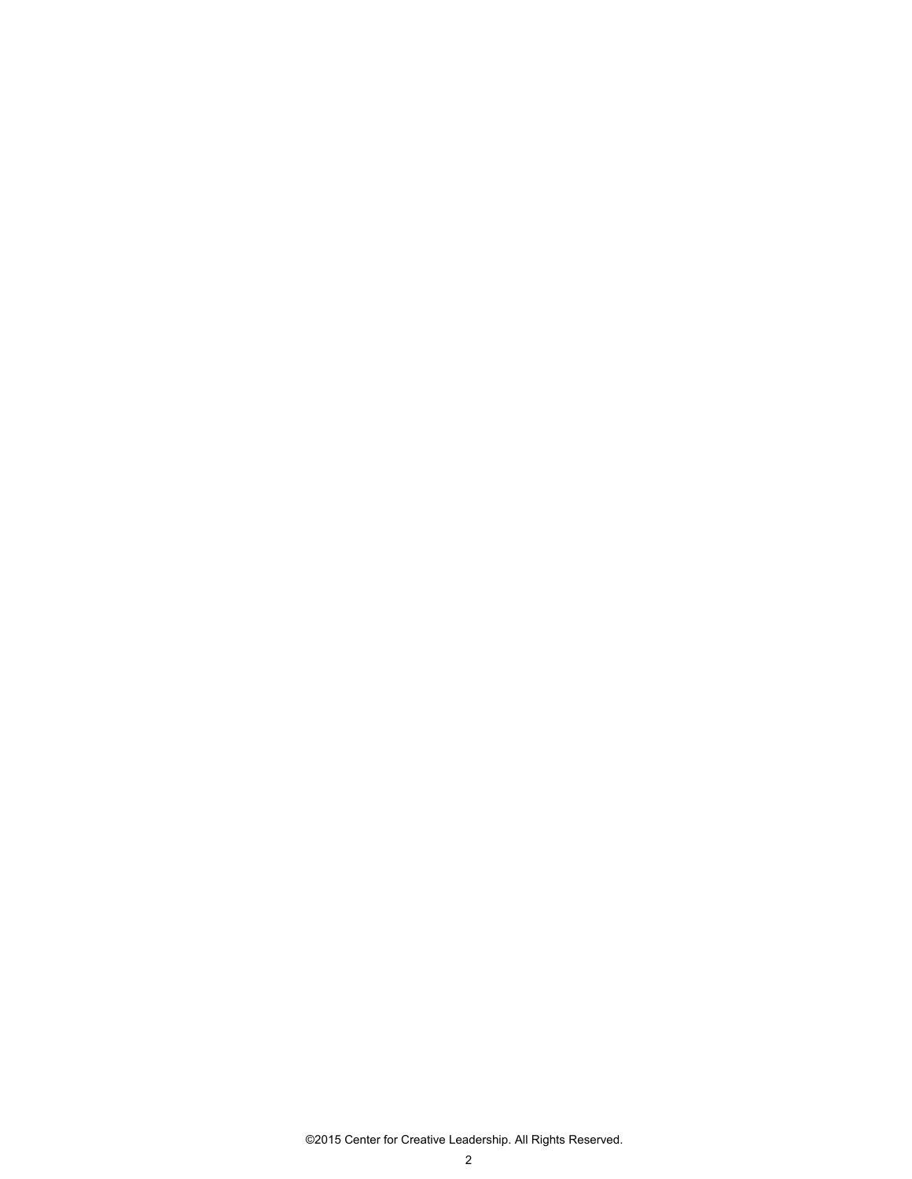©2015 Center for Creative Leadership. All Rights Reserved.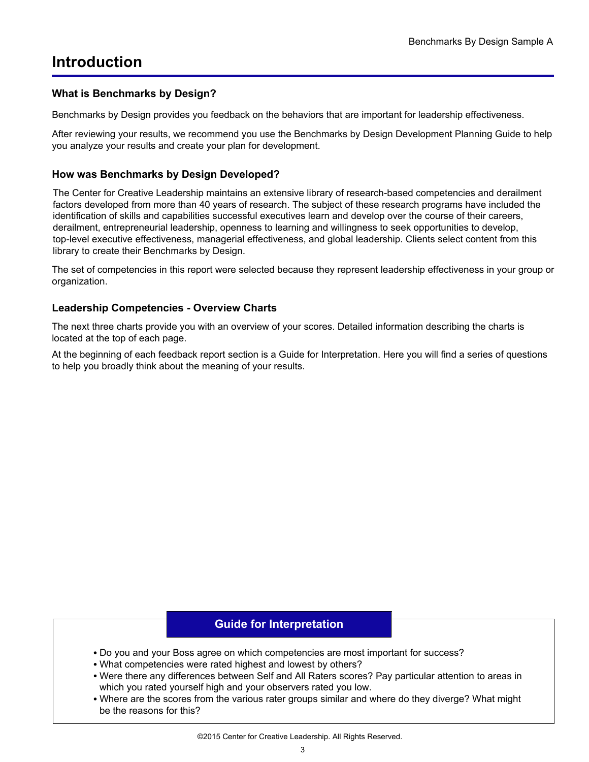# Introduction

### What is Benchmarks by Design?

Benchmarks by Design provides you feedback on the behaviors that are important for leadership effectiveness.

After reviewing your results, we recommend you use the Benchmarks by Design Development Planning Guide to help you analyze your results and create your plan for development.

### How was Benchmarks by Design Developed?

The Center for Creative Leadership maintains an extensive library of research-based competencies and derailment factors developed from more than 40 years of research. The subject of these research programs have included the identification of skills and capabilities successful executives learn and develop over the course of their careers, derailment, entrepreneurial leadership, openness to learning and willingness to seek opportunities to develop, top-level executive effectiveness, managerial effectiveness, and global leadership. Clients select content from this library to create their Benchmarks by Design.

The set of competencies in this report were selected because they represent leadership effectiveness in your group or organization.

### Leadership Competencies - Overview Charts

The next three charts provide you with an overview of your scores. Detailed information describing the charts is located at the top of each page.

At the beginning of each feedback report section is a Guide for Interpretation. Here you will find a series of questions to help you broadly think about the meaning of your results.

**Guide for Interpretation**

- Do you and your Boss agree on which competencies are most important for success?
- What competencies were rated highest and lowest by others?
- Were there any differences between Self and All Raters scores? Pay particular attention to areas in which you rated yourself high and your observers rated you low.
- Where are the scores from the various rater groups similar and where do they diverge? What might be the reasons for this?

©2015 Center for Creative Leadership. All Rights Reserved.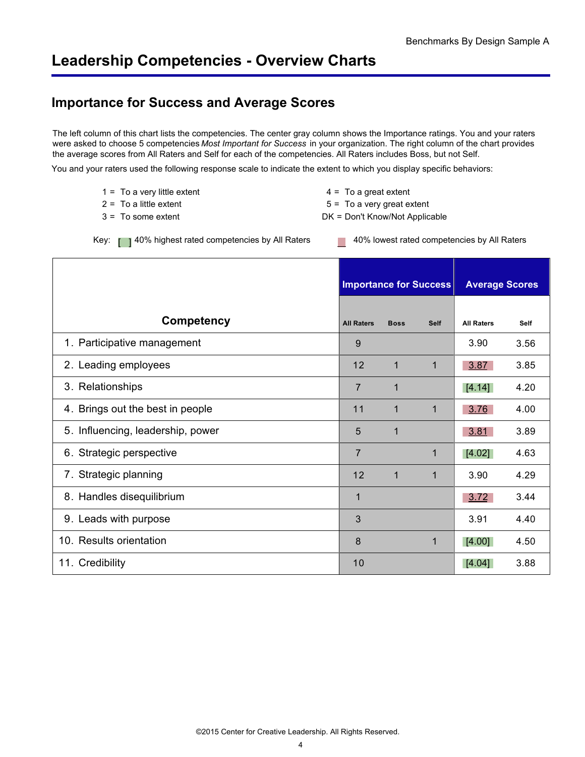# Leadership Competencies - Overview Charts

## Importance for Success and Average Scores

The left column of this chart lists the competencies. The center gray column shows the Importance ratings. You and your raters were asked to choose 5 competencies *Most Important for Success* in your organization. The right column of the chart provides the average scores from All Raters and Self for each of the competencies. All Raters includes Boss, but not Self.

You and your raters used the following response scale to indicate the extent to which you display specific behaviors:

1 = To a very little extent
2 = To a little extent
3 = To some extent
4 = To a great extent
5 = To a very great extent
DK = Don't Know/Not Applicable

Key: [ ] 40% highest rated competencies by All Raters; 40% lowest rated competencies by All Raters (underlined)

| Competency | Importance for Success | | | Average Scores | |
|---|---|---|---|---|---|
| | All Raters | Boss | Self | All Raters | Self |
| 1. Participative management | 9 | | | 3.90 | 3.56 |
| 2. Leading employees | 12 | 1 | 1 | 3.87 | 3.85 |
| 3. Relationships | 7 | 1 | | [4.14] | 4.20 |
| 4. Brings out the best in people | 11 | 1 | 1 | 3.76 | 4.00 |
| 5. Influencing, leadership, power | 5 | 1 | | 3.81 | 3.89 |
| 6. Strategic perspective | 7 | | 1 | [4.02] | 4.63 |
| 7. Strategic planning | 12 | 1 | 1 | 3.90 | 4.29 |
| 8. Handles disequilibrium | 1 | | | 3.72 | 3.44 |
| 9. Leads with purpose | 3 | | | 3.91 | 4.40 |
| 10. Results orientation | 8 | | 1 | [4.00] | 4.50 |
| 11. Credibility | 10 | | | [4.04] | 3.88 |

©2015 Center for Creative Leadership. All Rights Reserved.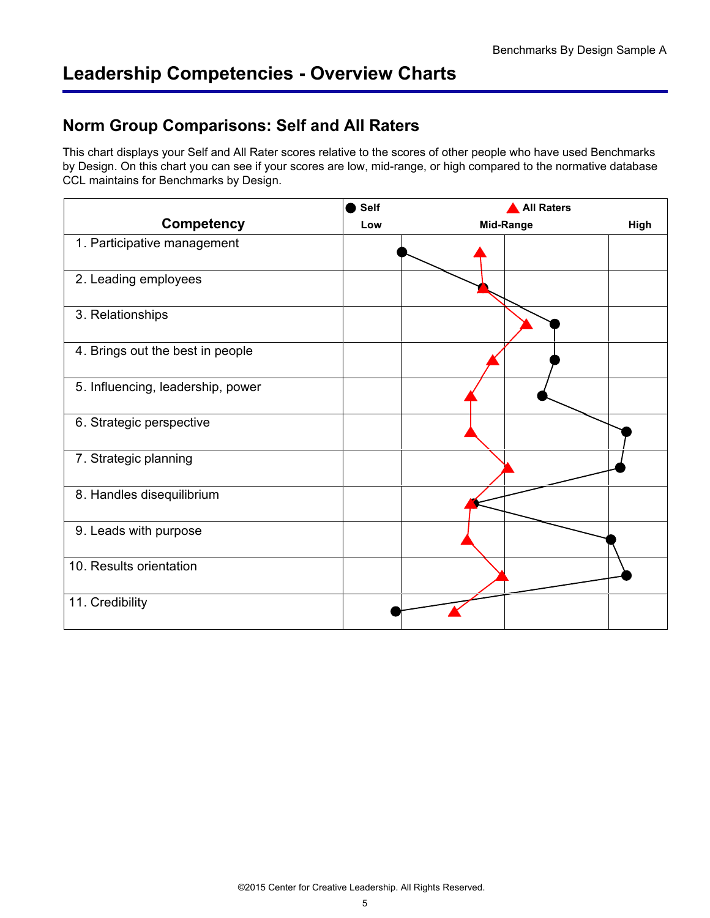# Leadership Competencies - Overview Charts

## Norm Group Comparisons: Self and All Raters

This chart displays your Self and All Rater scores relative to the scores of other people who have used Benchmarks by Design. On this chart you can see if your scores are low, mid-range, or high compared to the normative database CCL maintains for Benchmarks by Design.

| Competency | ● Self / ▲ All Raters: Low — Mid-Range — High |
|---|---|
| 1. Participative management | |
| 2. Leading employees | |
| 3. Relationships | |
| 4. Brings out the best in people | |
| 5. Influencing, leadership, power | |
| 6. Strategic perspective | |
| 7. Strategic planning | |
| 8. Handles disequilibrium | |
| 9. Leads with purpose | |
| 10. Results orientation | |
| 11. Credibility | |

©2015 Center for Creative Leadership. All Rights Reserved.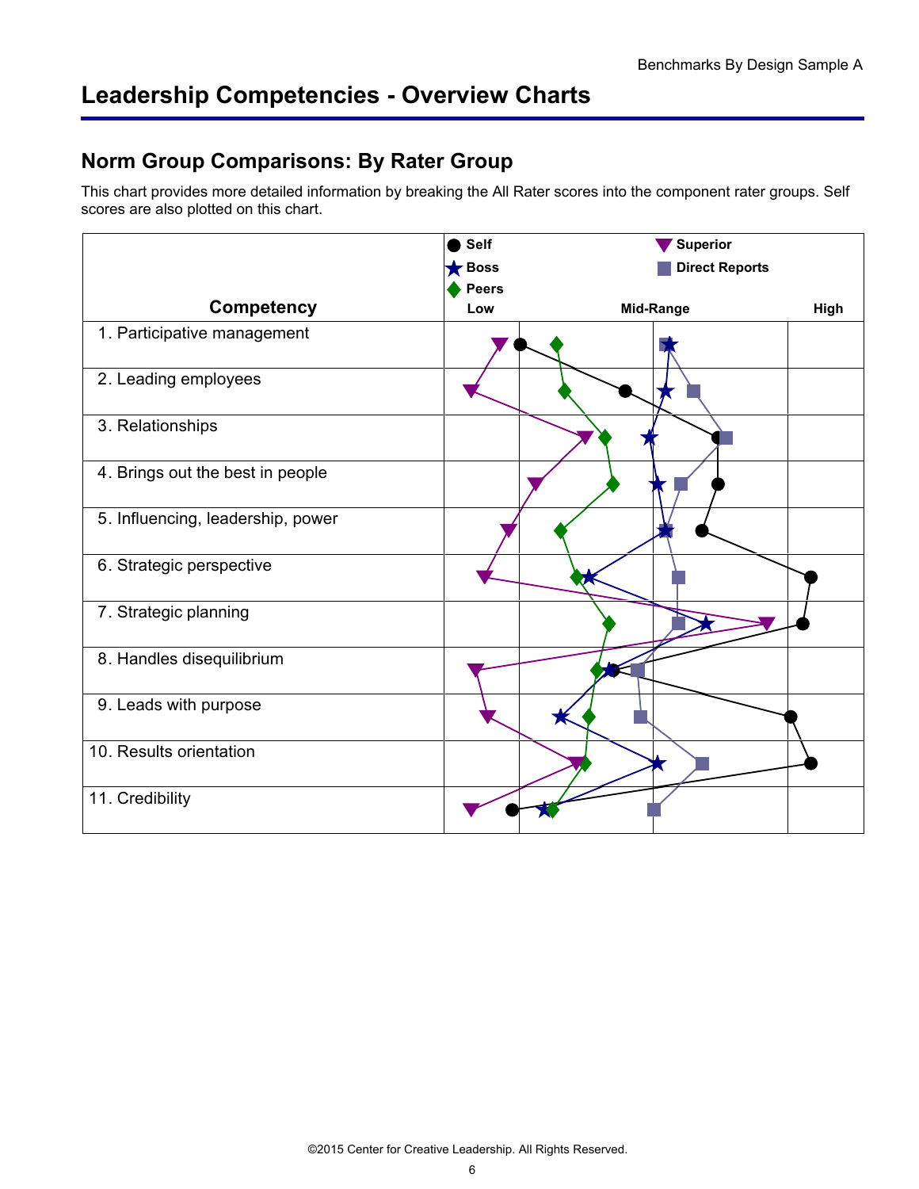# Leadership Competencies - Overview Charts

## Norm Group Comparisons: By Rater Group

This chart provides more detailed information by breaking the All Rater scores into the component rater groups. Self scores are also plotted on this chart.

Legend: Self, Boss, Peers, Superior, Direct Reports

| Competency | Low | Mid-Range | High |
|---|---|---|---|
| 1. Participative management | | | |
| 2. Leading employees | | | |
| 3. Relationships | | | |
| 4. Brings out the best in people | | | |
| 5. Influencing, leadership, power | | | |
| 6. Strategic perspective | | | |
| 7. Strategic planning | | | |
| 8. Handles disequilibrium | | | |
| 9. Leads with purpose | | | |
| 10. Results orientation | | | |
| 11. Credibility | | | |

©2015 Center for Creative Leadership. All Rights Reserved.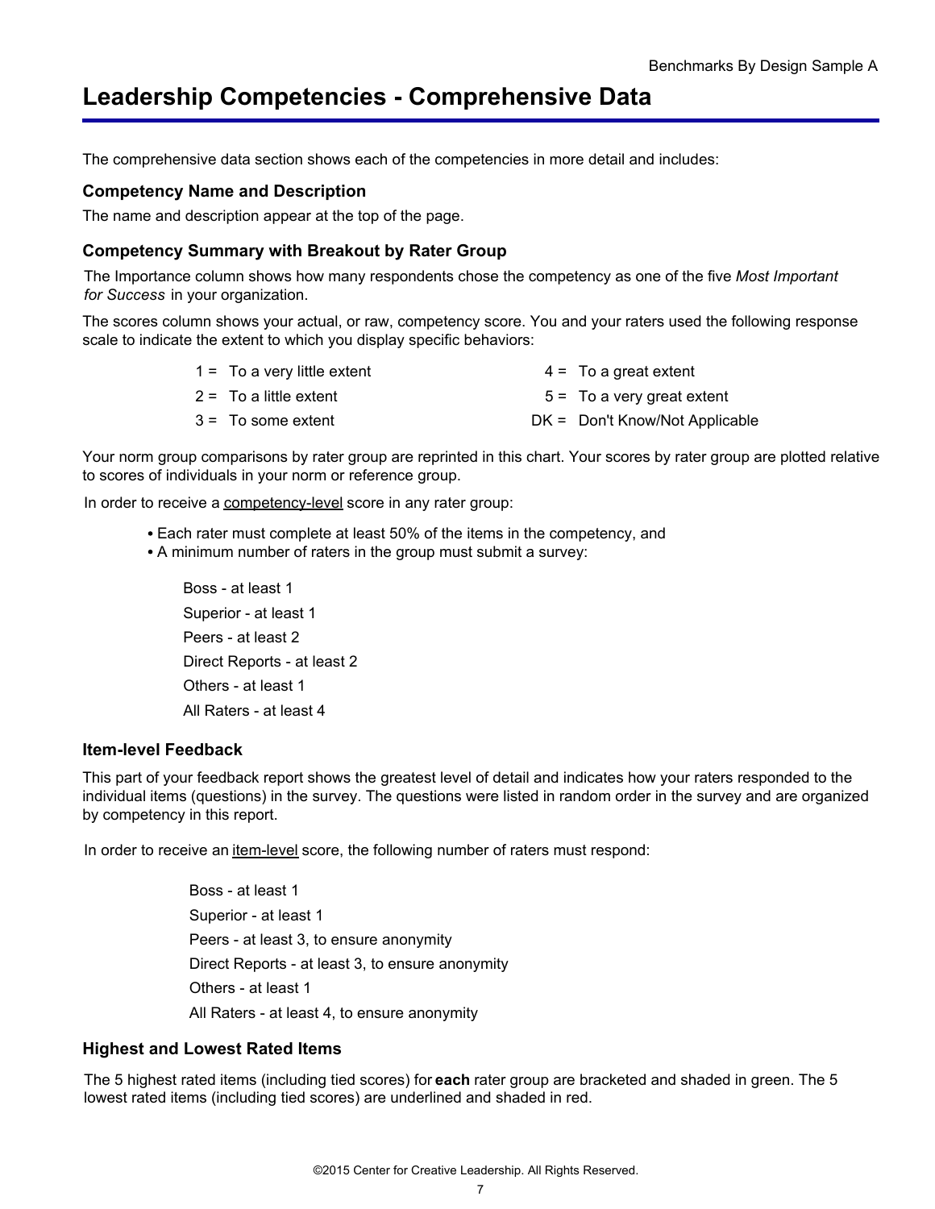# Leadership Competencies - Comprehensive Data

The comprehensive data section shows each of the competencies in more detail and includes:

### Competency Name and Description

The name and description appear at the top of the page.

### Competency Summary with Breakout by Rater Group

The Importance column shows how many respondents chose the competency as one of the five *Most Important for Success* in your organization.

The scores column shows your actual, or raw, competency score. You and your raters used the following response scale to indicate the extent to which you display specific behaviors:

| | |
|---|---|
| 1 = To a very little extent | 4 = To a great extent |
| 2 = To a little extent | 5 = To a very great extent |
| 3 = To some extent | DK = Don't Know/Not Applicable |

Your norm group comparisons by rater group are reprinted in this chart. Your scores by rater group are plotted relative to scores of individuals in your norm or reference group.

In order to receive a competency-level score in any rater group:

- Each rater must complete at least 50% of the items in the competency, and
- A minimum number of raters in the group must submit a survey:

Boss - at least 1
Superior - at least 1
Peers - at least 2
Direct Reports - at least 2
Others - at least 1
All Raters - at least 4

### Item-level Feedback

This part of your feedback report shows the greatest level of detail and indicates how your raters responded to the individual items (questions) in the survey. The questions were listed in random order in the survey and are organized by competency in this report.

In order to receive an item-level score, the following number of raters must respond:

Boss - at least 1
Superior - at least 1
Peers - at least 3, to ensure anonymity
Direct Reports - at least 3, to ensure anonymity
Others - at least 1
All Raters - at least 4, to ensure anonymity

### Highest and Lowest Rated Items

The 5 highest rated items (including tied scores) for **each** rater group are bracketed and shaded in green. The 5 lowest rated items (including tied scores) are underlined and shaded in red.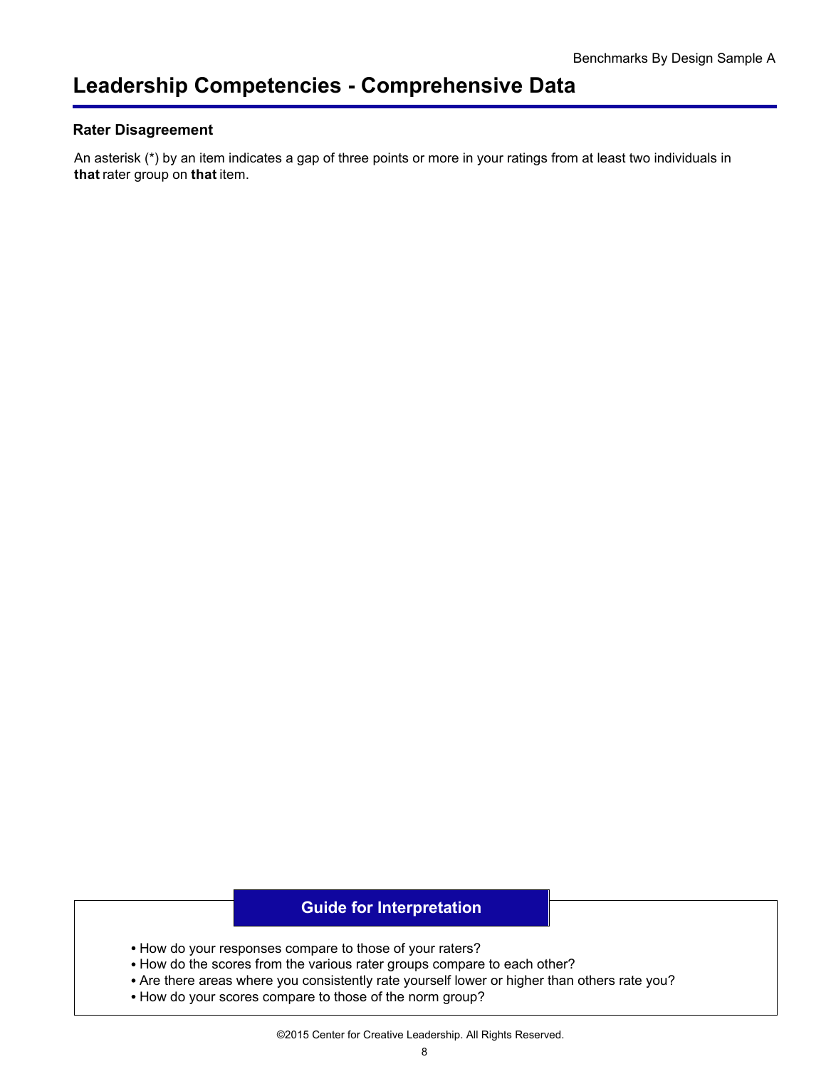# Leadership Competencies - Comprehensive Data

### Rater Disagreement

An asterisk (*) by an item indicates a gap of three points or more in your ratings from at least two individuals in **that** rater group on **that** item.

### Guide for Interpretation

- How do your responses compare to those of your raters?
- How do the scores from the various rater groups compare to each other?
- Are there areas where you consistently rate yourself lower or higher than others rate you?
- How do your scores compare to those of the norm group?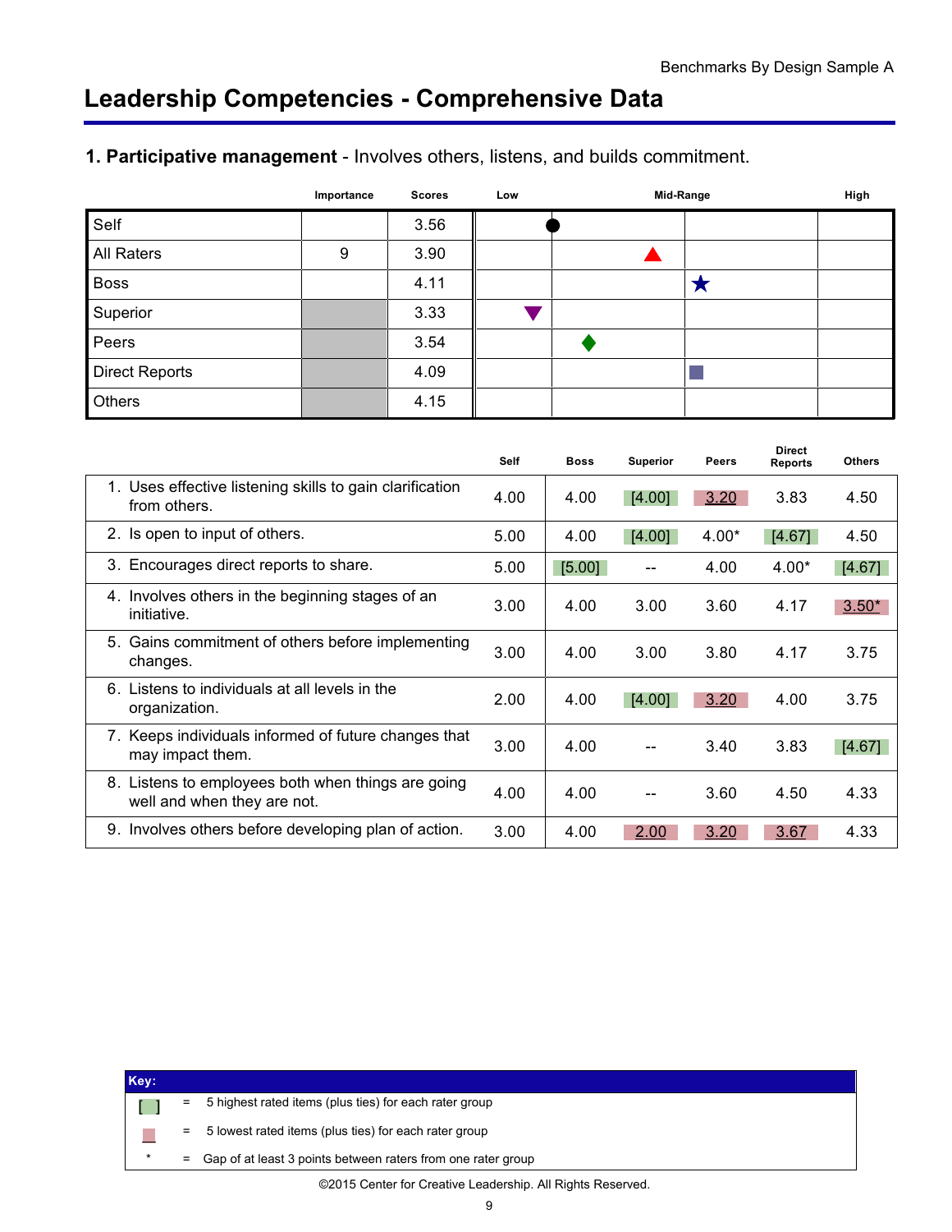# Leadership Competencies - Comprehensive Data

### 1. Participative management - Involves others, listens, and builds commitment.

| | Importance | Scores | Low | | Mid-Range | High |
|---|---|---|---|---|---|---|
| Self | | 3.56 | | | | |
| All Raters | 9 | 3.90 | | | | |
| Boss | | 4.11 | | | | |
| Superior | | 3.33 | | | | |
| Peers | | 3.54 | | | | |
| Direct Reports | | 4.09 | | | | |
| Others | | 4.15 | | | | |

| | Self | Boss | Superior | Peers | Direct Reports | Others |
|---|---|---|---|---|---|---|
| 1. Uses effective listening skills to gain clarification from others. | 4.00 | 4.00 | [4.00] | 3.20 | 3.83 | 4.50 |
| 2. Is open to input of others. | 5.00 | 4.00 | [4.00] | 4.00* | [4.67] | 4.50 |
| 3. Encourages direct reports to share. | 5.00 | [5.00] | -- | 4.00 | 4.00* | [4.67] |
| 4. Involves others in the beginning stages of an initiative. | 3.00 | 4.00 | 3.00 | 3.60 | 4.17 | 3.50* |
| 5. Gains commitment of others before implementing changes. | 3.00 | 4.00 | 3.00 | 3.80 | 4.17 | 3.75 |
| 6. Listens to individuals at all levels in the organization. | 2.00 | 4.00 | [4.00] | 3.20 | 4.00 | 3.75 |
| 7. Keeps individuals informed of future changes that may impact them. | 3.00 | 4.00 | -- | 3.40 | 3.83 | [4.67] |
| 8. Listens to employees both when things are going well and when they are not. | 4.00 | 4.00 | -- | 3.60 | 4.50 | 4.33 |
| 9. Involves others before developing plan of action. | 3.00 | 4.00 | 2.00 | 3.20 | 3.67 | 4.33 |

**Key:**

| | | |
|---|---|---|
| [ ] | = | 5 highest rated items (plus ties) for each rater group |
| (shaded) | = | 5 lowest rated items (plus ties) for each rater group |
| * | = | Gap of at least 3 points between raters from one rater group |

©2015 Center for Creative Leadership. All Rights Reserved.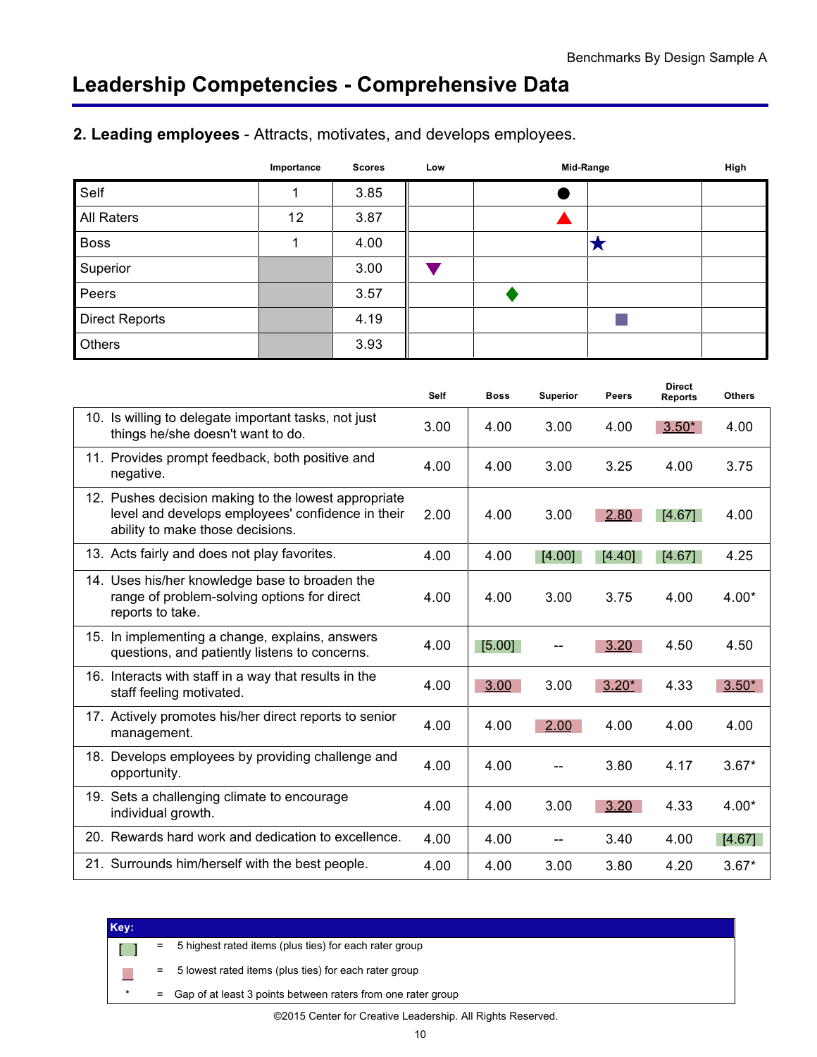## Leadership Competencies - Comprehensive Data

### 2. **Leading employees** - Attracts, motivates, and develops employees.

| | Importance | Scores | Low | | Mid-Range | High |
|---|---|---|---|---|---|---|
| Self | 1 | 3.85 | | | ● | |
| All Raters | 12 | 3.87 | | | ▲ | |
| Boss | 1 | 4.00 | | | ★ | |
| Superior | | 3.00 | ▼ | | | |
| Peers | | 3.57 | | ◆ | | |
| Direct Reports | | 4.19 | | | ■ | |
| Others | | 3.93 | | | | |

| | Self | Boss | Superior | Peers | Direct Reports | Others |
|---|---|---|---|---|---|---|
| 10. Is willing to delegate important tasks, not just things he/she doesn't want to do. | 3.00 | 4.00 | 3.00 | 4.00 | 3.50* | 4.00 |
| 11. Provides prompt feedback, both positive and negative. | 4.00 | 4.00 | 3.00 | 3.25 | 4.00 | 3.75 |
| 12. Pushes decision making to the lowest appropriate level and develops employees' confidence in their ability to make those decisions. | 2.00 | 4.00 | 3.00 | 2.80 | [4.67] | 4.00 |
| 13. Acts fairly and does not play favorites. | 4.00 | 4.00 | [4.00] | [4.40] | [4.67] | 4.25 |
| 14. Uses his/her knowledge base to broaden the range of problem-solving options for direct reports to take. | 4.00 | 4.00 | 3.00 | 3.75 | 4.00 | 4.00* |
| 15. In implementing a change, explains, answers questions, and patiently listens to concerns. | 4.00 | [5.00] | -- | 3.20 | 4.50 | 4.50 |
| 16. Interacts with staff in a way that results in the staff feeling motivated. | 4.00 | 3.00 | 3.00 | 3.20* | 4.33 | 3.50* |
| 17. Actively promotes his/her direct reports to senior management. | 4.00 | 4.00 | 2.00 | 4.00 | 4.00 | 4.00 |
| 18. Develops employees by providing challenge and opportunity. | 4.00 | 4.00 | -- | 3.80 | 4.17 | 3.67* |
| 19. Sets a challenging climate to encourage individual growth. | 4.00 | 4.00 | 3.00 | 3.20 | 4.33 | 4.00* |
| 20. Rewards hard work and dedication to excellence. | 4.00 | 4.00 | -- | 3.40 | 4.00 | [4.67] |
| 21. Surrounds him/herself with the best people. | 4.00 | 4.00 | 3.00 | 3.80 | 4.20 | 3.67* |

**Key:**

- [ ] = 5 highest rated items (plus ties) for each rater group
- (shaded) = 5 lowest rated items (plus ties) for each rater group
- * = Gap of at least 3 points between raters from one rater group

©2015 Center for Creative Leadership. All Rights Reserved.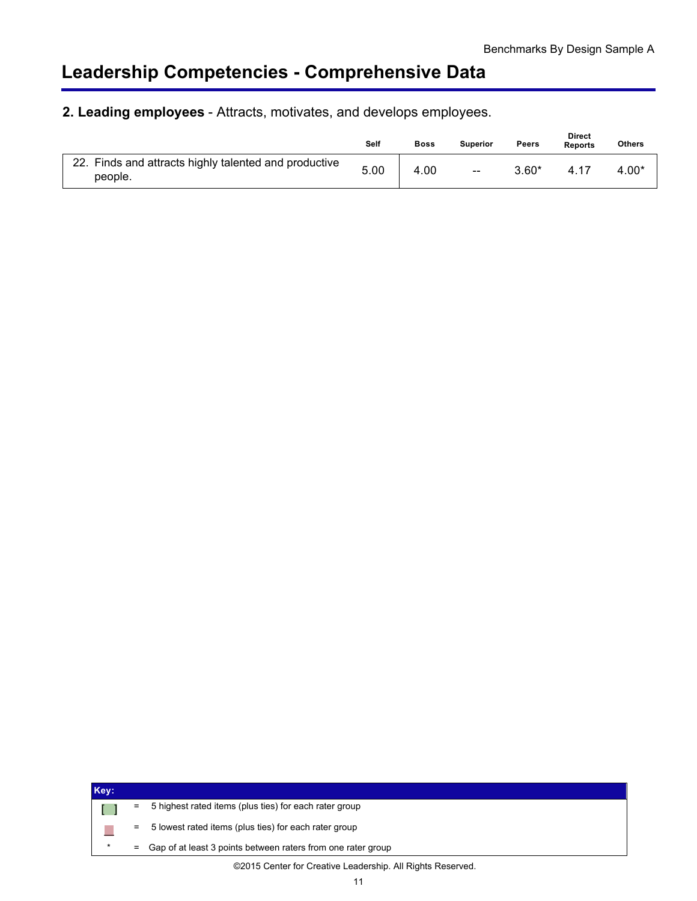# Leadership Competencies - Comprehensive Data

## 2. Leading employees - Attracts, motivates, and develops employees.

| | Self | Boss | Superior | Peers | Direct Reports | Others |
|---|---|---|---|---|---|---|
| 22. Finds and attracts highly talented and productive people. | 5.00 | 4.00 | -- | 3.60* | 4.17 | 4.00* |

| Key: | | |
|---|---|---|
| [ ] | = | 5 highest rated items (plus ties) for each rater group |
| ■ | = | 5 lowest rated items (plus ties) for each rater group |
| * | = | Gap of at least 3 points between raters from one rater group |

©2015 Center for Creative Leadership. All Rights Reserved.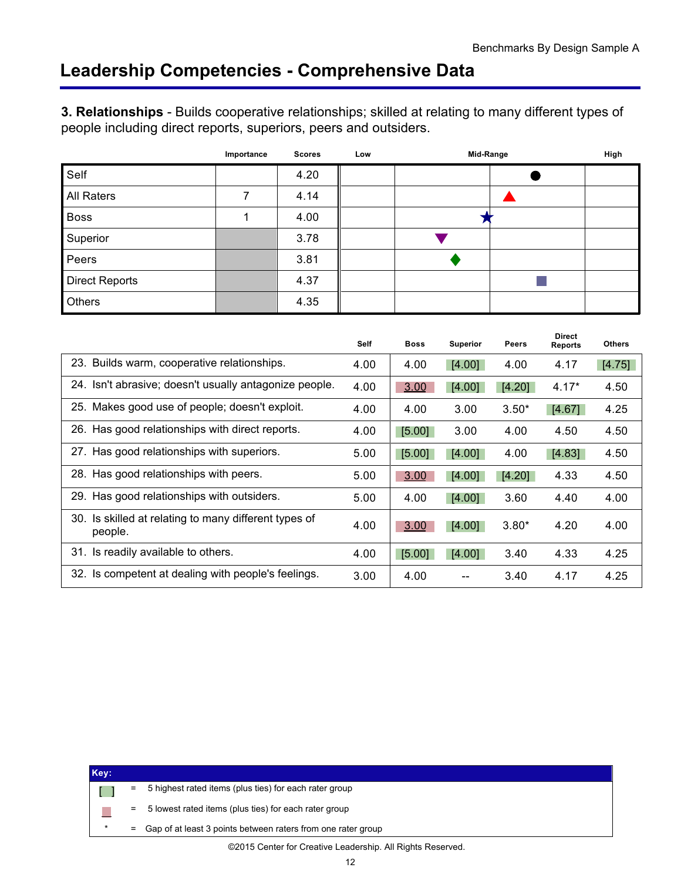## Leadership Competencies - Comprehensive Data

**3. Relationships** - Builds cooperative relationships; skilled at relating to many different types of people including direct reports, superiors, peers and outsiders.

| | Importance | Scores | Low | Mid-Range | High |
|---|---|---|---|---|---|
| Self | | 4.20 | | | |
| All Raters | 7 | 4.14 | | | |
| Boss | 1 | 4.00 | | | |
| Superior | | 3.78 | | | |
| Peers | | 3.81 | | | |
| Direct Reports | | 4.37 | | | |
| Others | | 4.35 | | | |

| | Self | Boss | Superior | Peers | Direct Reports | Others |
|---|---|---|---|---|---|---|
| 23. Builds warm, cooperative relationships. | 4.00 | 4.00 | [4.00] | 4.00 | 4.17 | [4.75] |
| 24. Isn't abrasive; doesn't usually antagonize people. | 4.00 | 3.00 | [4.00] | [4.20] | 4.17* | 4.50 |
| 25. Makes good use of people; doesn't exploit. | 4.00 | 4.00 | 3.00 | 3.50* | [4.67] | 4.25 |
| 26. Has good relationships with direct reports. | 4.00 | [5.00] | 3.00 | 4.00 | 4.50 | 4.50 |
| 27. Has good relationships with superiors. | 5.00 | [5.00] | [4.00] | 4.00 | [4.83] | 4.50 |
| 28. Has good relationships with peers. | 5.00 | 3.00 | [4.00] | [4.20] | 4.33 | 4.50 |
| 29. Has good relationships with outsiders. | 5.00 | 4.00 | [4.00] | 3.60 | 4.40 | 4.00 |
| 30. Is skilled at relating to many different types of people. | 4.00 | 3.00 | [4.00] | 3.80* | 4.20 | 4.00 |
| 31. Is readily available to others. | 4.00 | [5.00] | [4.00] | 3.40 | 4.33 | 4.25 |
| 32. Is competent at dealing with people's feelings. | 3.00 | 4.00 | -- | 3.40 | 4.17 | 4.25 |

**Key:**

- [ ] = 5 highest rated items (plus ties) for each rater group
- (shaded) = 5 lowest rated items (plus ties) for each rater group
- * = Gap of at least 3 points between raters from one rater group

©2015 Center for Creative Leadership. All Rights Reserved.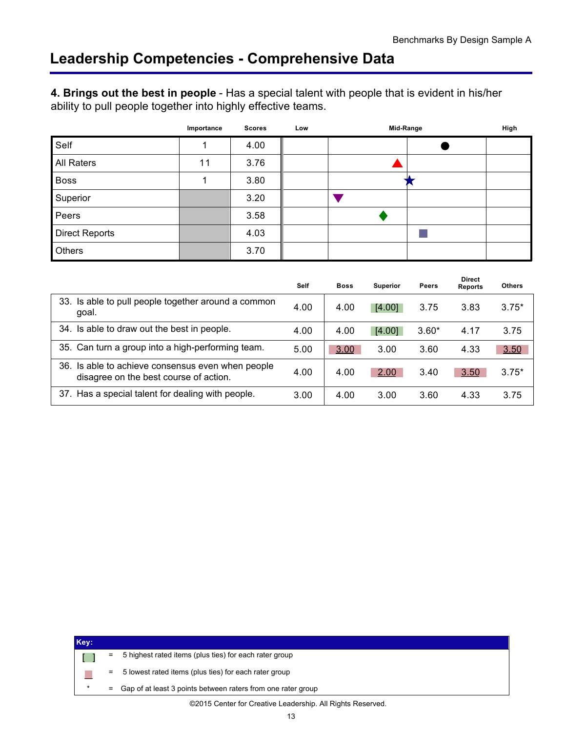## Leadership Competencies - Comprehensive Data

**4. Brings out the best in people** - Has a special talent with people that is evident in his/her ability to pull people together into highly effective teams.

| | Importance | Scores | Low | Mid-Range | | High |
|---|---|---|---|---|---|---|
| Self | 1 | 4.00 | | | ● | |
| All Raters | 11 | 3.76 | | ▲ | | |
| Boss | 1 | 3.80 | | | ★ | |
| Superior | | 3.20 | | ▼ | | |
| Peers | | 3.58 | | ◆ | | |
| Direct Reports | | 4.03 | | | ■ | |
| Others | | 3.70 | | | | |

| | Self | Boss | Superior | Peers | Direct Reports | Others |
|---|---|---|---|---|---|---|
| 33. Is able to pull people together around a common goal. | 4.00 | 4.00 | [4.00] | 3.75 | 3.83 | 3.75* |
| 34. Is able to draw out the best in people. | 4.00 | 4.00 | [4.00] | 3.60* | 4.17 | 3.75 |
| 35. Can turn a group into a high-performing team. | 5.00 | 3.00 | 3.00 | 3.60 | 4.33 | 3.50 |
| 36. Is able to achieve consensus even when people disagree on the best course of action. | 4.00 | 4.00 | 2.00 | 3.40 | 3.50 | 3.75* |
| 37. Has a special talent for dealing with people. | 3.00 | 4.00 | 3.00 | 3.60 | 4.33 | 3.75 |

**Key:**

- [ ] = 5 highest rated items (plus ties) for each rater group
- (shaded) = 5 lowest rated items (plus ties) for each rater group
- * = Gap of at least 3 points between raters from one rater group

©2015 Center for Creative Leadership. All Rights Reserved.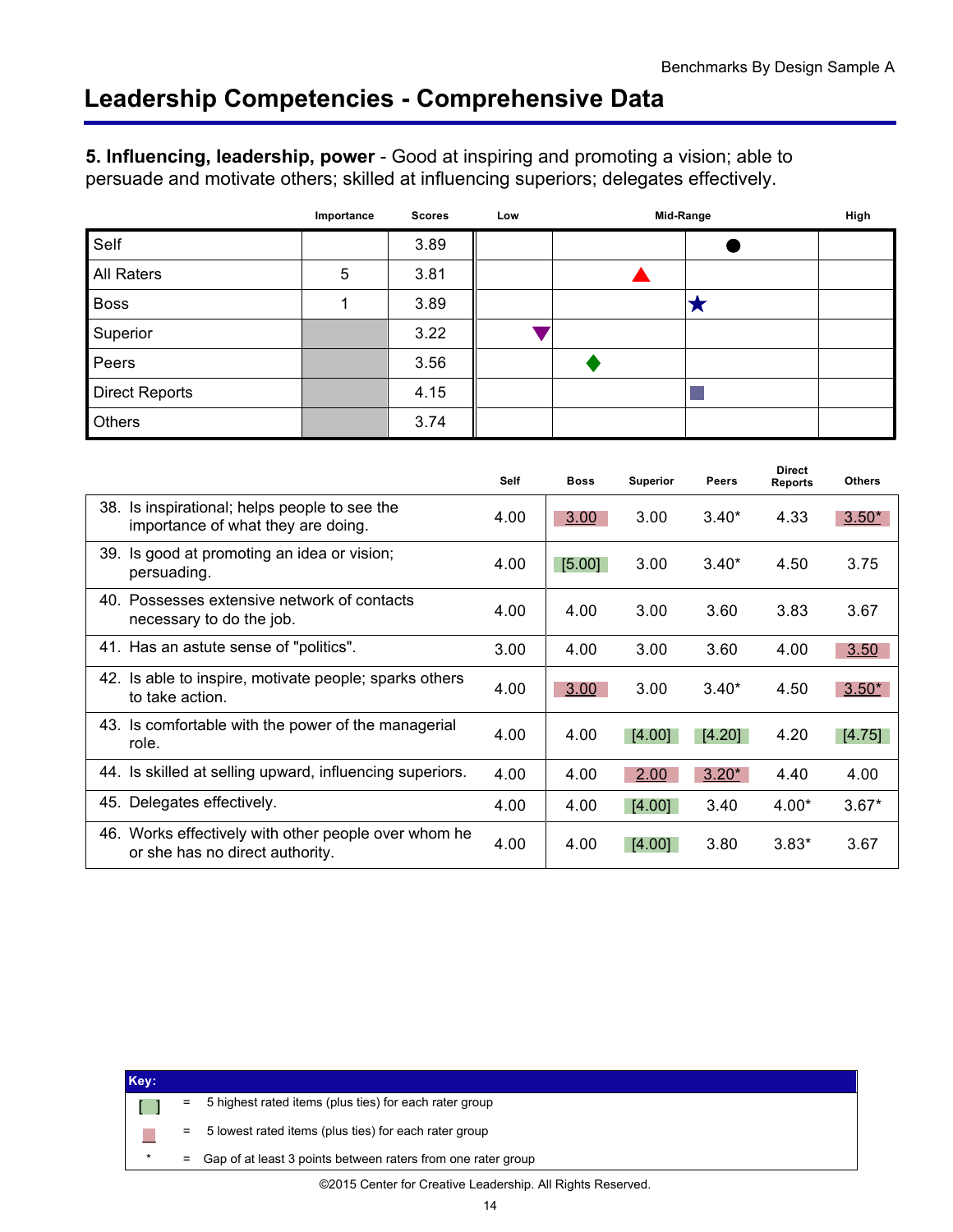## Leadership Competencies - Comprehensive Data

**5. Influencing, leadership, power** - Good at inspiring and promoting a vision; able to persuade and motivate others; skilled at influencing superiors; delegates effectively.

| | Importance | Scores | Low | | Mid-Range | High |
|---|---|---|---|---|---|---|
| Self | | 3.89 | | | | |
| All Raters | 5 | 3.81 | | | | |
| Boss | 1 | 3.89 | | | | |
| Superior | | 3.22 | | | | |
| Peers | | 3.56 | | | | |
| Direct Reports | | 4.15 | | | | |
| Others | | 3.74 | | | | |

| | Self | Boss | Superior | Peers | Direct Reports | Others |
|---|---|---|---|---|---|---|
| 38. Is inspirational; helps people to see the importance of what they are doing. | 4.00 | 3.00 | 3.00 | 3.40* | 4.33 | 3.50* |
| 39. Is good at promoting an idea or vision; persuading. | 4.00 | [5.00] | 3.00 | 3.40* | 4.50 | 3.75 |
| 40. Possesses extensive network of contacts necessary to do the job. | 4.00 | 4.00 | 3.00 | 3.60 | 3.83 | 3.67 |
| 41. Has an astute sense of "politics". | 3.00 | 4.00 | 3.00 | 3.60 | 4.00 | 3.50 |
| 42. Is able to inspire, motivate people; sparks others to take action. | 4.00 | 3.00 | 3.00 | 3.40* | 4.50 | 3.50* |
| 43. Is comfortable with the power of the managerial role. | 4.00 | 4.00 | [4.00] | [4.20] | 4.20 | [4.75] |
| 44. Is skilled at selling upward, influencing superiors. | 4.00 | 4.00 | 2.00 | 3.20* | 4.40 | 4.00 |
| 45. Delegates effectively. | 4.00 | 4.00 | [4.00] | 3.40 | 4.00* | 3.67* |
| 46. Works effectively with other people over whom he or she has no direct authority. | 4.00 | 4.00 | [4.00] | 3.80 | 3.83* | 3.67 |

**Key:**

- [ ] = 5 highest rated items (plus ties) for each rater group
- (shaded) = 5 lowest rated items (plus ties) for each rater group
- * = Gap of at least 3 points between raters from one rater group

©2015 Center for Creative Leadership. All Rights Reserved.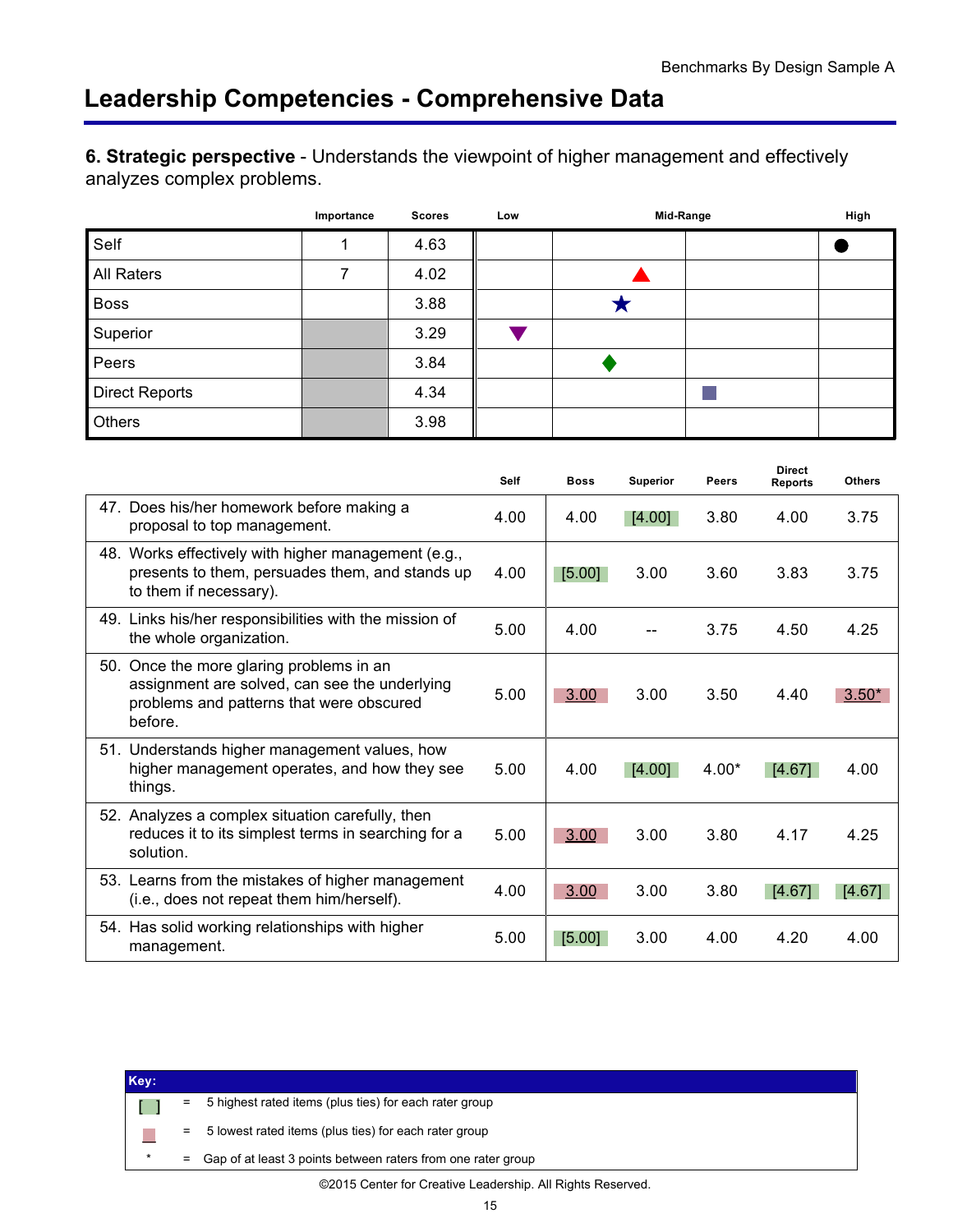# Leadership Competencies - Comprehensive Data

**6. Strategic perspective** - Understands the viewpoint of higher management and effectively analyzes complex problems.

| | Importance | Scores | Low | | Mid-Range | High |
|---|---|---|---|---|---|---|
| Self | 1 | 4.63 | | | | ● |
| All Raters | 7 | 4.02 | | ▲ | | |
| Boss | | 3.88 | | ★ | | |
| Superior | | 3.29 | ▼ | | | |
| Peers | | 3.84 | | ◆ | | |
| Direct Reports | | 4.34 | | | ■ | |
| Others | | 3.98 | | | | |

| | Self | Boss | Superior | Peers | Direct Reports | Others |
|---|---|---|---|---|---|---|
| 47. Does his/her homework before making a proposal to top management. | 4.00 | 4.00 | [4.00] | 3.80 | 4.00 | 3.75 |
| 48. Works effectively with higher management (e.g., presents to them, persuades them, and stands up to them if necessary). | 4.00 | [5.00] | 3.00 | 3.60 | 3.83 | 3.75 |
| 49. Links his/her responsibilities with the mission of the whole organization. | 5.00 | 4.00 | -- | 3.75 | 4.50 | 4.25 |
| 50. Once the more glaring problems in an assignment are solved, can see the underlying problems and patterns that were obscured before. | 5.00 | 3.00 | 3.00 | 3.50 | 4.40 | 3.50* |
| 51. Understands higher management values, how higher management operates, and how they see things. | 5.00 | 4.00 | [4.00] | 4.00* | [4.67] | 4.00 |
| 52. Analyzes a complex situation carefully, then reduces it to its simplest terms in searching for a solution. | 5.00 | 3.00 | 3.00 | 3.80 | 4.17 | 4.25 |
| 53. Learns from the mistakes of higher management (i.e., does not repeat them him/herself). | 4.00 | 3.00 | 3.00 | 3.80 | [4.67] | [4.67] |
| 54. Has solid working relationships with higher management. | 5.00 | [5.00] | 3.00 | 4.00 | 4.20 | 4.00 |

**Key:**

- [ ] = 5 highest rated items (plus ties) for each rater group
- (shaded) = 5 lowest rated items (plus ties) for each rater group
- * = Gap of at least 3 points between raters from one rater group

©2015 Center for Creative Leadership. All Rights Reserved.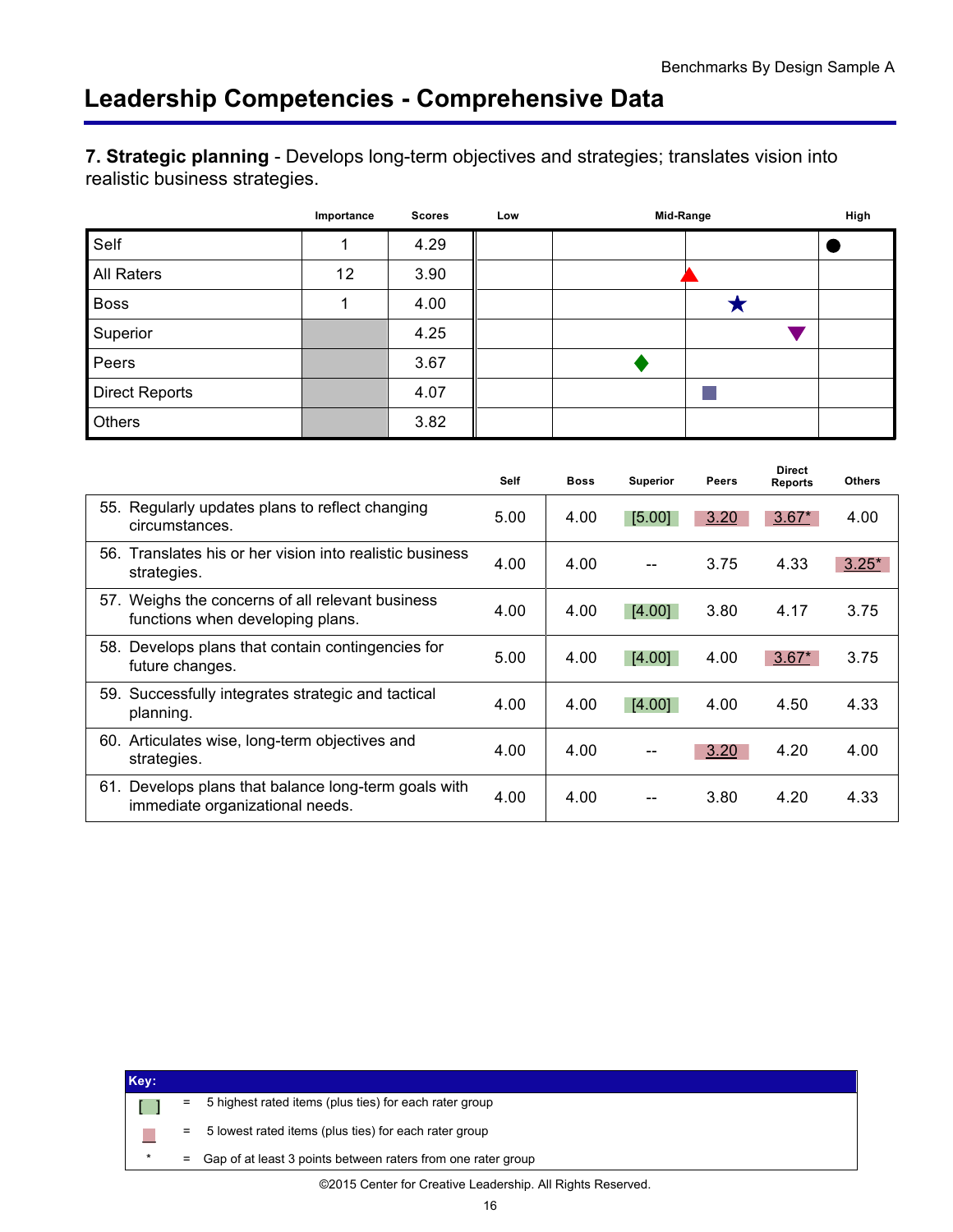## Leadership Competencies - Comprehensive Data

**7. Strategic planning** - Develops long-term objectives and strategies; translates vision into realistic business strategies.

| | Importance | Scores | Low | | Mid-Range | High |
|---|---|---|---|---|---|---|
| Self | 1 | 4.29 | | | | ● |
| All Raters | 12 | 3.90 | | | ▲ | |
| Boss | 1 | 4.00 | | | ★ | |
| Superior | | 4.25 | | | ▼ | |
| Peers | | 3.67 | | ◆ | | |
| Direct Reports | | 4.07 | | | ■ | |
| Others | | 3.82 | | | | |

| | Self | Boss | Superior | Peers | Direct Reports | Others |
|---|---|---|---|---|---|---|
| 55. Regularly updates plans to reflect changing circumstances. | 5.00 | 4.00 | [5.00] | 3.20 | 3.67* | 4.00 |
| 56. Translates his or her vision into realistic business strategies. | 4.00 | 4.00 | -- | 3.75 | 4.33 | 3.25* |
| 57. Weighs the concerns of all relevant business functions when developing plans. | 4.00 | 4.00 | [4.00] | 3.80 | 4.17 | 3.75 |
| 58. Develops plans that contain contingencies for future changes. | 5.00 | 4.00 | [4.00] | 4.00 | 3.67* | 3.75 |
| 59. Successfully integrates strategic and tactical planning. | 4.00 | 4.00 | [4.00] | 4.00 | 4.50 | 4.33 |
| 60. Articulates wise, long-term objectives and strategies. | 4.00 | 4.00 | -- | 3.20 | 4.20 | 4.00 |
| 61. Develops plans that balance long-term goals with immediate organizational needs. | 4.00 | 4.00 | -- | 3.80 | 4.20 | 4.33 |

**Key:**

- [ ] = 5 highest rated items (plus ties) for each rater group
- (shaded) = 5 lowest rated items (plus ties) for each rater group
- * = Gap of at least 3 points between raters from one rater group

©2015 Center for Creative Leadership. All Rights Reserved.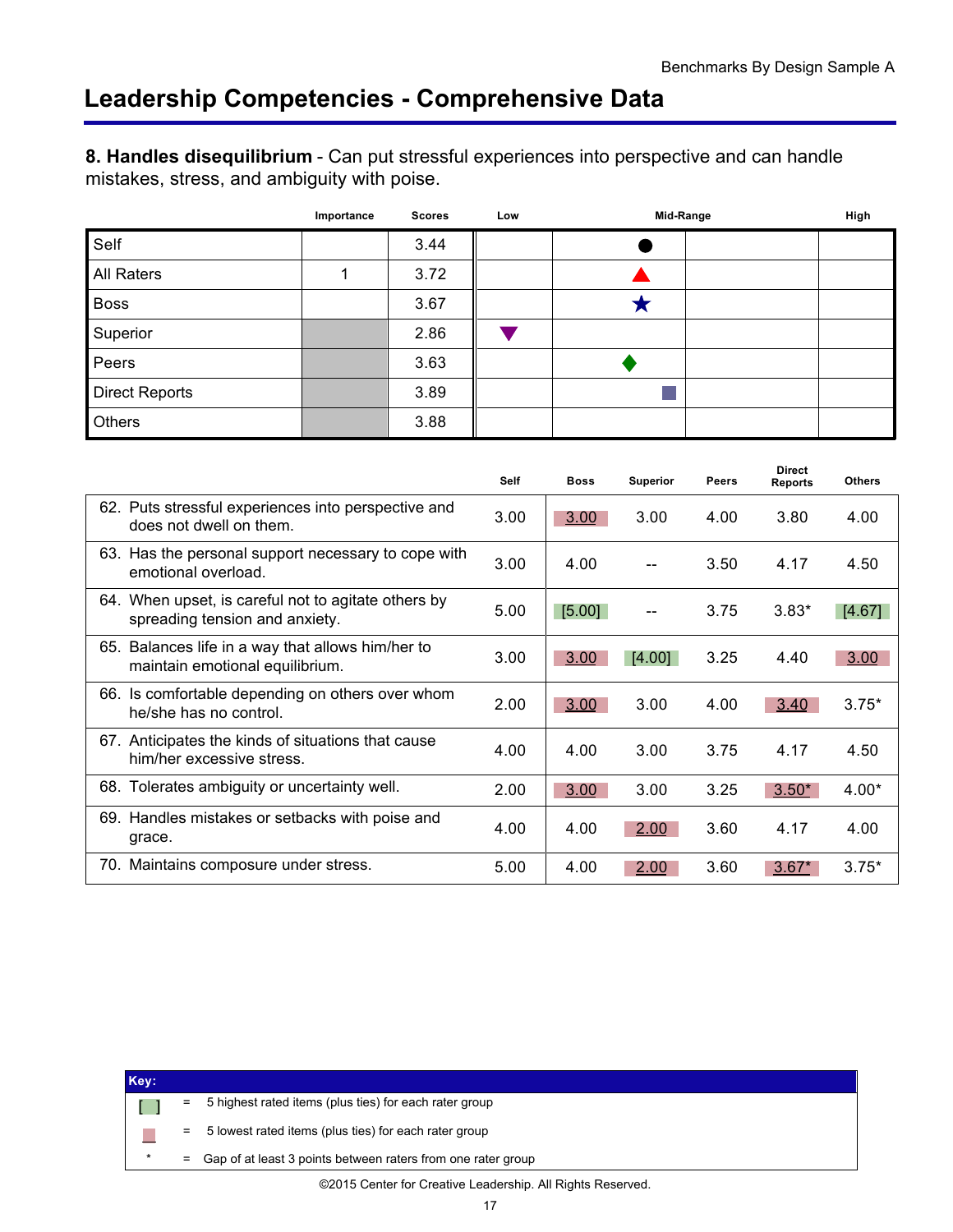# Leadership Competencies - Comprehensive Data

**8. Handles disequilibrium** - Can put stressful experiences into perspective and can handle mistakes, stress, and ambiguity with poise.

| | Importance | Scores | Low | Mid-Range | High |
|---|---|---|---|---|---|
| Self | | 3.44 | | ● | |
| All Raters | 1 | 3.72 | | ▲ | |
| Boss | | 3.67 | | ★ | |
| Superior | | 2.86 | ▼ | | |
| Peers | | 3.63 | | ◆ | |
| Direct Reports | | 3.89 | | ■ | |
| Others | | 3.88 | | | |

| | Self | Boss | Superior | Peers | Direct Reports | Others |
|---|---|---|---|---|---|---|
| 62. Puts stressful experiences into perspective and does not dwell on them. | 3.00 | 3.00 | 3.00 | 4.00 | 3.80 | 4.00 |
| 63. Has the personal support necessary to cope with emotional overload. | 3.00 | 4.00 | -- | 3.50 | 4.17 | 4.50 |
| 64. When upset, is careful not to agitate others by spreading tension and anxiety. | 5.00 | [5.00] | -- | 3.75 | 3.83* | [4.67] |
| 65. Balances life in a way that allows him/her to maintain emotional equilibrium. | 3.00 | 3.00 | [4.00] | 3.25 | 4.40 | 3.00 |
| 66. Is comfortable depending on others over whom he/she has no control. | 2.00 | 3.00 | 3.00 | 4.00 | 3.40 | 3.75* |
| 67. Anticipates the kinds of situations that cause him/her excessive stress. | 4.00 | 4.00 | 3.00 | 3.75 | 4.17 | 4.50 |
| 68. Tolerates ambiguity or uncertainty well. | 2.00 | 3.00 | 3.00 | 3.25 | 3.50* | 4.00* |
| 69. Handles mistakes or setbacks with poise and grace. | 4.00 | 4.00 | 2.00 | 3.60 | 4.17 | 4.00 |
| 70. Maintains composure under stress. | 5.00 | 4.00 | 2.00 | 3.60 | 3.67* | 3.75* |

**Key:**

- [ ] = 5 highest rated items (plus ties) for each rater group
- (shaded) = 5 lowest rated items (plus ties) for each rater group
- \* = Gap of at least 3 points between raters from one rater group

©2015 Center for Creative Leadership. All Rights Reserved.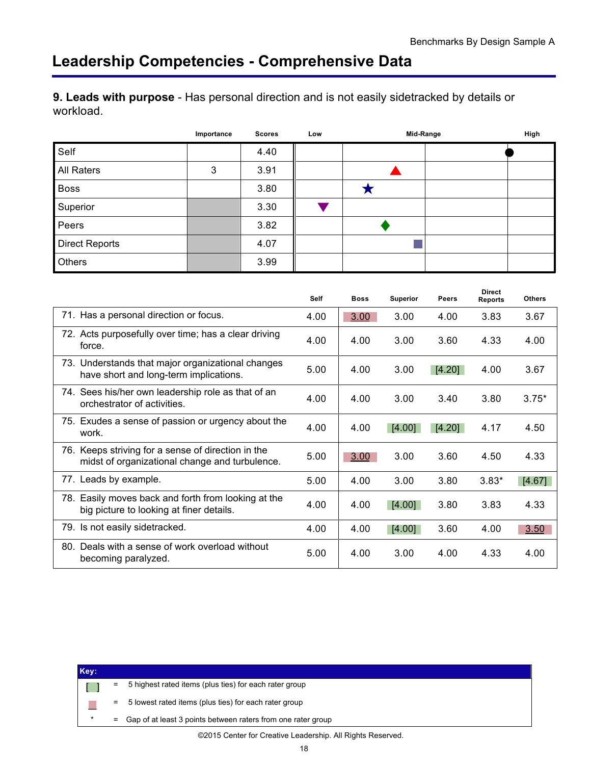## Leadership Competencies - Comprehensive Data

**9. Leads with purpose** - Has personal direction and is not easily sidetracked by details or workload.

| | Importance | Scores | Low | Mid-Range | | High |
|---|---|---|---|---|---|---|
| Self | | 4.40 | | | | |
| All Raters | 3 | 3.91 | | | | |
| Boss | | 3.80 | | | | |
| Superior | | 3.30 | | | | |
| Peers | | 3.82 | | | | |
| Direct Reports | | 4.07 | | | | |
| Others | | 3.99 | | | | |

| | Self | Boss | Superior | Peers | Direct Reports | Others |
|---|---|---|---|---|---|---|
| 71. Has a personal direction or focus. | 4.00 | 3.00 | 3.00 | 4.00 | 3.83 | 3.67 |
| 72. Acts purposefully over time; has a clear driving force. | 4.00 | 4.00 | 3.00 | 3.60 | 4.33 | 4.00 |
| 73. Understands that major organizational changes have short and long-term implications. | 5.00 | 4.00 | 3.00 | [4.20] | 4.00 | 3.67 |
| 74. Sees his/her own leadership role as that of an orchestrator of activities. | 4.00 | 4.00 | 3.00 | 3.40 | 3.80 | 3.75* |
| 75. Exudes a sense of passion or urgency about the work. | 4.00 | 4.00 | [4.00] | [4.20] | 4.17 | 4.50 |
| 76. Keeps striving for a sense of direction in the midst of organizational change and turbulence. | 5.00 | 3.00 | 3.00 | 3.60 | 4.50 | 4.33 |
| 77. Leads by example. | 5.00 | 4.00 | 3.00 | 3.80 | 3.83* | [4.67] |
| 78. Easily moves back and forth from looking at the big picture to looking at finer details. | 4.00 | 4.00 | [4.00] | 3.80 | 3.83 | 4.33 |
| 79. Is not easily sidetracked. | 4.00 | 4.00 | [4.00] | 3.60 | 4.00 | 3.50 |
| 80. Deals with a sense of work overload without becoming paralyzed. | 5.00 | 4.00 | 3.00 | 4.00 | 4.33 | 4.00 |

**Key:**

- [ ] = 5 highest rated items (plus ties) for each rater group
- (shaded) = 5 lowest rated items (plus ties) for each rater group
- * = Gap of at least 3 points between raters from one rater group

©2015 Center for Creative Leadership. All Rights Reserved.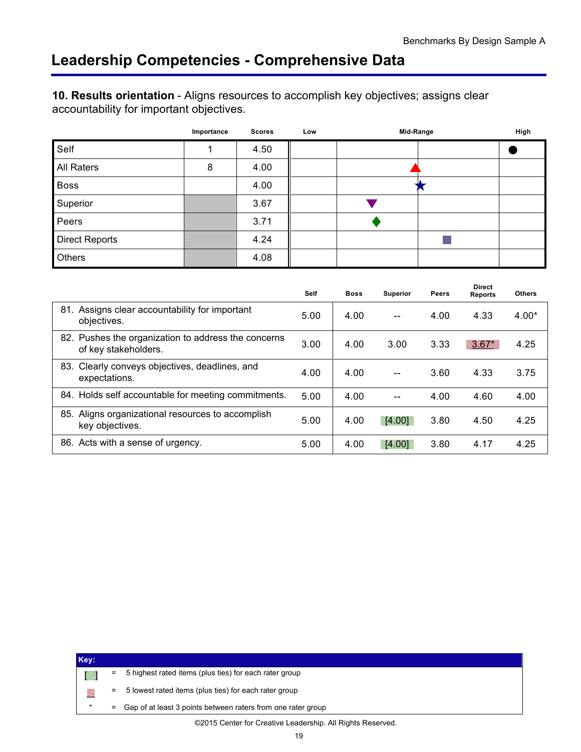## Leadership Competencies - Comprehensive Data

**10. Results orientation** - Aligns resources to accomplish key objectives; assigns clear accountability for important objectives.

| | Importance | Scores | Low | Mid-Range | High |
|---|---|---|---|---|---|
| Self | 1 | 4.50 | | | |
| All Raters | 8 | 4.00 | | | |
| Boss | | 4.00 | | | |
| Superior | | 3.67 | | | |
| Peers | | 3.71 | | | |
| Direct Reports | | 4.24 | | | |
| Others | | 4.08 | | | |

| | Self | Boss | Superior | Peers | Direct Reports | Others |
|---|---|---|---|---|---|---|
| 81. Assigns clear accountability for important objectives. | 5.00 | 4.00 | -- | 4.00 | 4.33 | 4.00* |
| 82. Pushes the organization to address the concerns of key stakeholders. | 3.00 | 4.00 | 3.00 | 3.33 | 3.67* | 4.25 |
| 83. Clearly conveys objectives, deadlines, and expectations. | 4.00 | 4.00 | -- | 3.60 | 4.33 | 3.75 |
| 84. Holds self accountable for meeting commitments. | 5.00 | 4.00 | -- | 4.00 | 4.60 | 4.00 |
| 85. Aligns organizational resources to accomplish key objectives. | 5.00 | 4.00 | [4.00] | 3.80 | 4.50 | 4.25 |
| 86. Acts with a sense of urgency. | 5.00 | 4.00 | [4.00] | 3.80 | 4.17 | 4.25 |

**Key:**

| | | |
|---|---|---|
| [ ] | = | 5 highest rated items (plus ties) for each rater group |
| (shaded) | = | 5 lowest rated items (plus ties) for each rater group |
| * | = | Gap of at least 3 points between raters from one rater group |

©2015 Center for Creative Leadership. All Rights Reserved.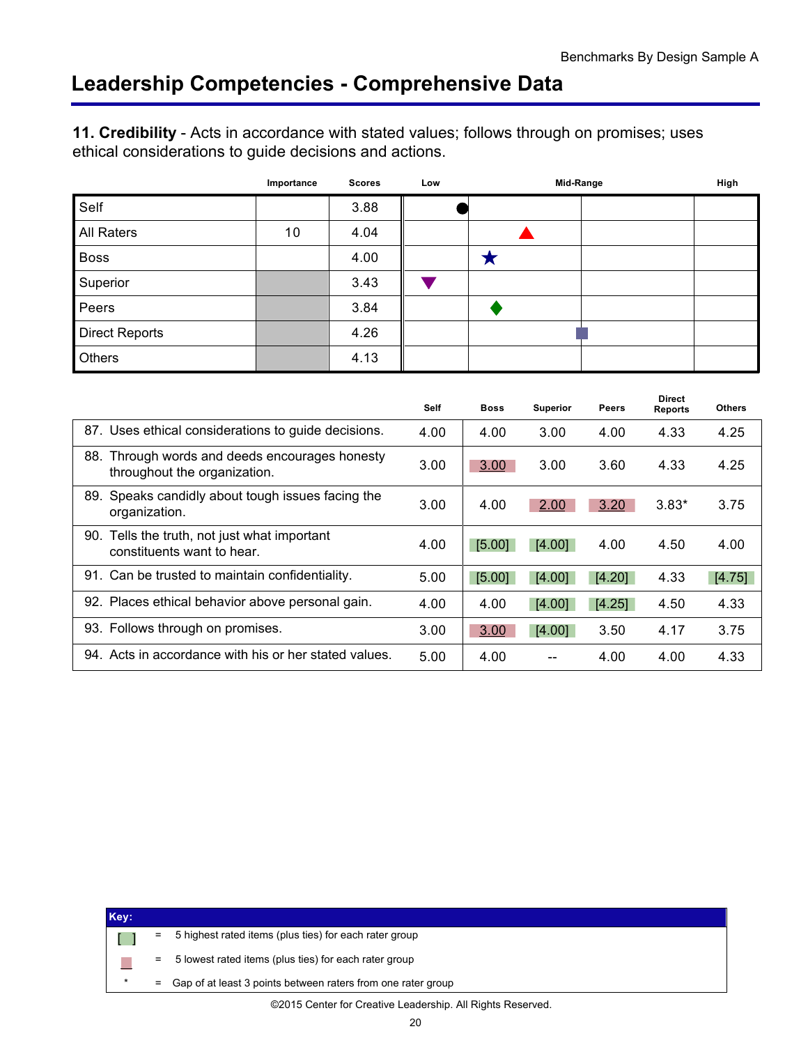# Leadership Competencies - Comprehensive Data

**11. Credibility** - Acts in accordance with stated values; follows through on promises; uses ethical considerations to guide decisions and actions.

| | Importance | Scores | Low | Mid-Range | | High |
|---|---|---|---|---|---|---|
| Self | | 3.88 | | | | |
| All Raters | 10 | 4.04 | | | | |
| Boss | | 4.00 | | | | |
| Superior | | 3.43 | | | | |
| Peers | | 3.84 | | | | |
| Direct Reports | | 4.26 | | | | |
| Others | | 4.13 | | | | |

| | Self | Boss | Superior | Peers | Direct Reports | Others |
|---|---|---|---|---|---|---|
| 87. Uses ethical considerations to guide decisions. | 4.00 | 4.00 | 3.00 | 4.00 | 4.33 | 4.25 |
| 88. Through words and deeds encourages honesty throughout the organization. | 3.00 | 3.00 | 3.00 | 3.60 | 4.33 | 4.25 |
| 89. Speaks candidly about tough issues facing the organization. | 3.00 | 4.00 | 2.00 | 3.20 | 3.83* | 3.75 |
| 90. Tells the truth, not just what important constituents want to hear. | 4.00 | [5.00] | [4.00] | 4.00 | 4.50 | 4.00 |
| 91. Can be trusted to maintain confidentiality. | 5.00 | [5.00] | [4.00] | [4.20] | 4.33 | [4.75] |
| 92. Places ethical behavior above personal gain. | 4.00 | 4.00 | [4.00] | [4.25] | 4.50 | 4.33 |
| 93. Follows through on promises. | 3.00 | 3.00 | [4.00] | 3.50 | 4.17 | 3.75 |
| 94. Acts in accordance with his or her stated values. | 5.00 | 4.00 | -- | 4.00 | 4.00 | 4.33 |

**Key:**

| | | |
|---|---|---|
| [ ] | = | 5 highest rated items (plus ties) for each rater group |
| (shaded) | = | 5 lowest rated items (plus ties) for each rater group |
| * | = | Gap of at least 3 points between raters from one rater group |

©2015 Center for Creative Leadership. All Rights Reserved.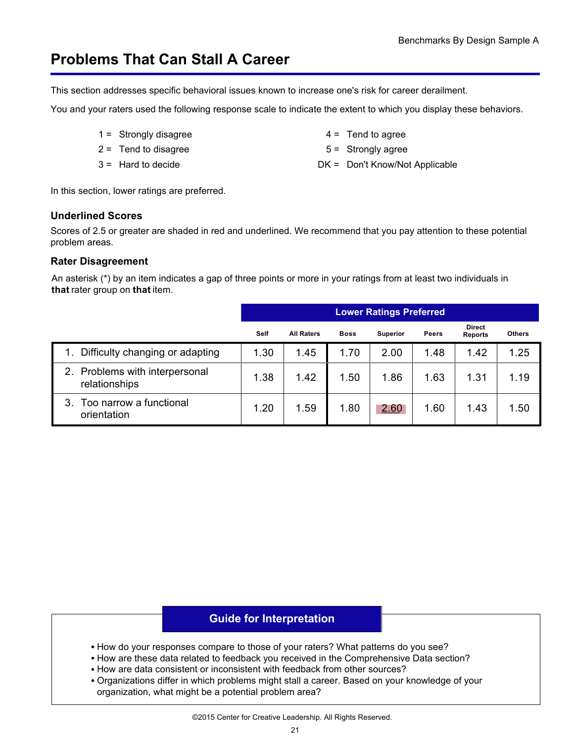# Problems That Can Stall A Career

This section addresses specific behavioral issues known to increase one's risk for career derailment.

You and your raters used the following response scale to indicate the extent to which you display these behaviors.

1 = Strongly disagree
2 = Tend to disagree
3 = Hard to decide
4 = Tend to agree
5 = Strongly agree
DK = Don't Know/Not Applicable

In this section, lower ratings are preferred.

### Underlined Scores

Scores of 2.5 or greater are shaded in red and underlined. We recommend that you pay attention to these potential problem areas.

### Rater Disagreement

An asterisk (*) by an item indicates a gap of three points or more in your ratings from at least two individuals in **that** rater group on **that** item.

| | Lower Ratings Preferred | | | | | | |
|---|---|---|---|---|---|---|---|
| | Self | All Raters | Boss | Superior | Peers | Direct Reports | Others |
| 1. Difficulty changing or adapting | 1.30 | 1.45 | 1.70 | 2.00 | 1.48 | 1.42 | 1.25 |
| 2. Problems with interpersonal relationships | 1.38 | 1.42 | 1.50 | 1.86 | 1.63 | 1.31 | 1.19 |
| 3. Too narrow a functional orientation | 1.20 | 1.59 | 1.80 | <u>2.60</u> | 1.60 | 1.43 | 1.50 |

## Guide for Interpretation

- How do your responses compare to those of your raters? What patterns do you see?
- How are these data related to feedback you received in the Comprehensive Data section?
- How are data consistent or inconsistent with feedback from other sources?
- Organizations differ in which problems might stall a career. Based on your knowledge of your organization, what might be a potential problem area?

©2015 Center for Creative Leadership. All Rights Reserved.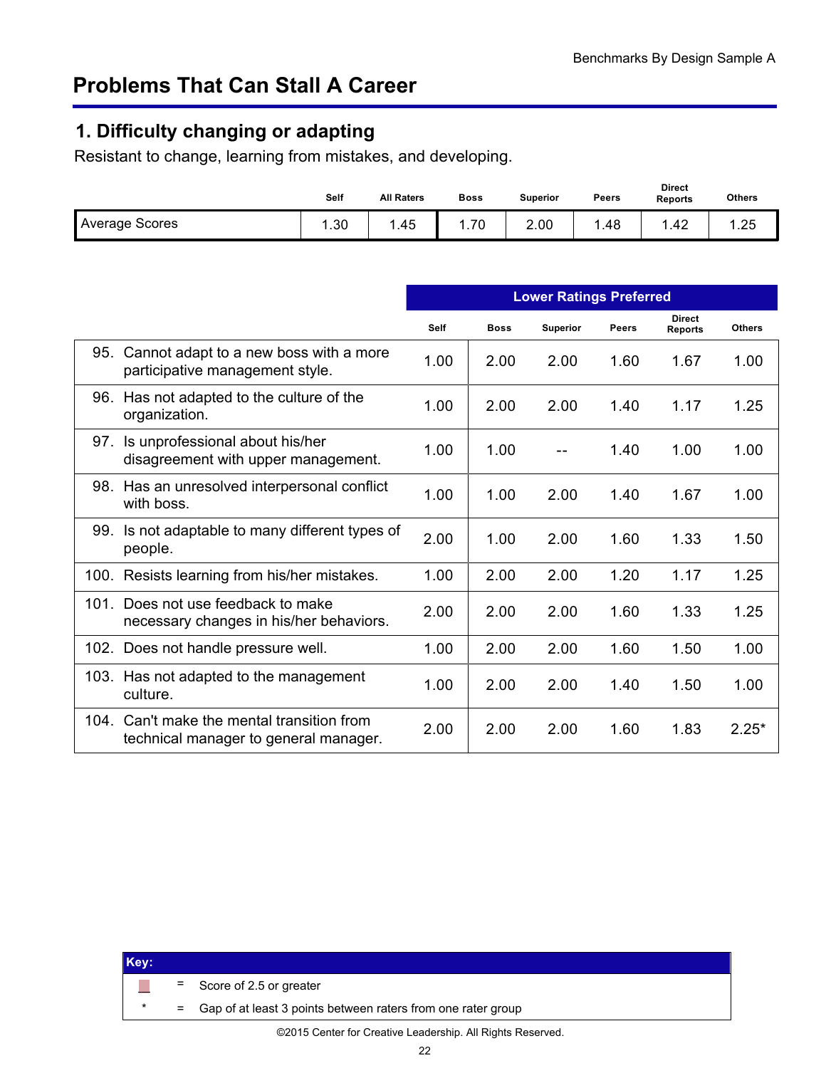## Problems That Can Stall A Career

### 1. Difficulty changing or adapting

Resistant to change, learning from mistakes, and developing.

| | Self | All Raters | Boss | Superior | Peers | Direct Reports | Others |
|---|---|---|---|---|---|---|---|
| Average Scores | 1.30 | 1.45 | 1.70 | 2.00 | 1.48 | 1.42 | 1.25 |

| | Lower Ratings Preferred | | | | | |
|---|---|---|---|---|---|---|
| | Self | Boss | Superior | Peers | Direct Reports | Others |
| 95. Cannot adapt to a new boss with a more participative management style. | 1.00 | 2.00 | 2.00 | 1.60 | 1.67 | 1.00 |
| 96. Has not adapted to the culture of the organization. | 1.00 | 2.00 | 2.00 | 1.40 | 1.17 | 1.25 |
| 97. Is unprofessional about his/her disagreement with upper management. | 1.00 | 1.00 | -- | 1.40 | 1.00 | 1.00 |
| 98. Has an unresolved interpersonal conflict with boss. | 1.00 | 1.00 | 2.00 | 1.40 | 1.67 | 1.00 |
| 99. Is not adaptable to many different types of people. | 2.00 | 1.00 | 2.00 | 1.60 | 1.33 | 1.50 |
| 100. Resists learning from his/her mistakes. | 1.00 | 2.00 | 2.00 | 1.20 | 1.17 | 1.25 |
| 101. Does not use feedback to make necessary changes in his/her behaviors. | 2.00 | 2.00 | 2.00 | 1.60 | 1.33 | 1.25 |
| 102. Does not handle pressure well. | 1.00 | 2.00 | 2.00 | 1.60 | 1.50 | 1.00 |
| 103. Has not adapted to the management culture. | 1.00 | 2.00 | 2.00 | 1.40 | 1.50 | 1.00 |
| 104. Can't make the mental transition from technical manager to general manager. | 2.00 | 2.00 | 2.00 | 1.60 | 1.83 | 2.25* |

| Key: | | |
|---|---|---|
| (shaded) | = | Score of 2.5 or greater |
| * | = | Gap of at least 3 points between raters from one rater group |

©2015 Center for Creative Leadership. All Rights Reserved.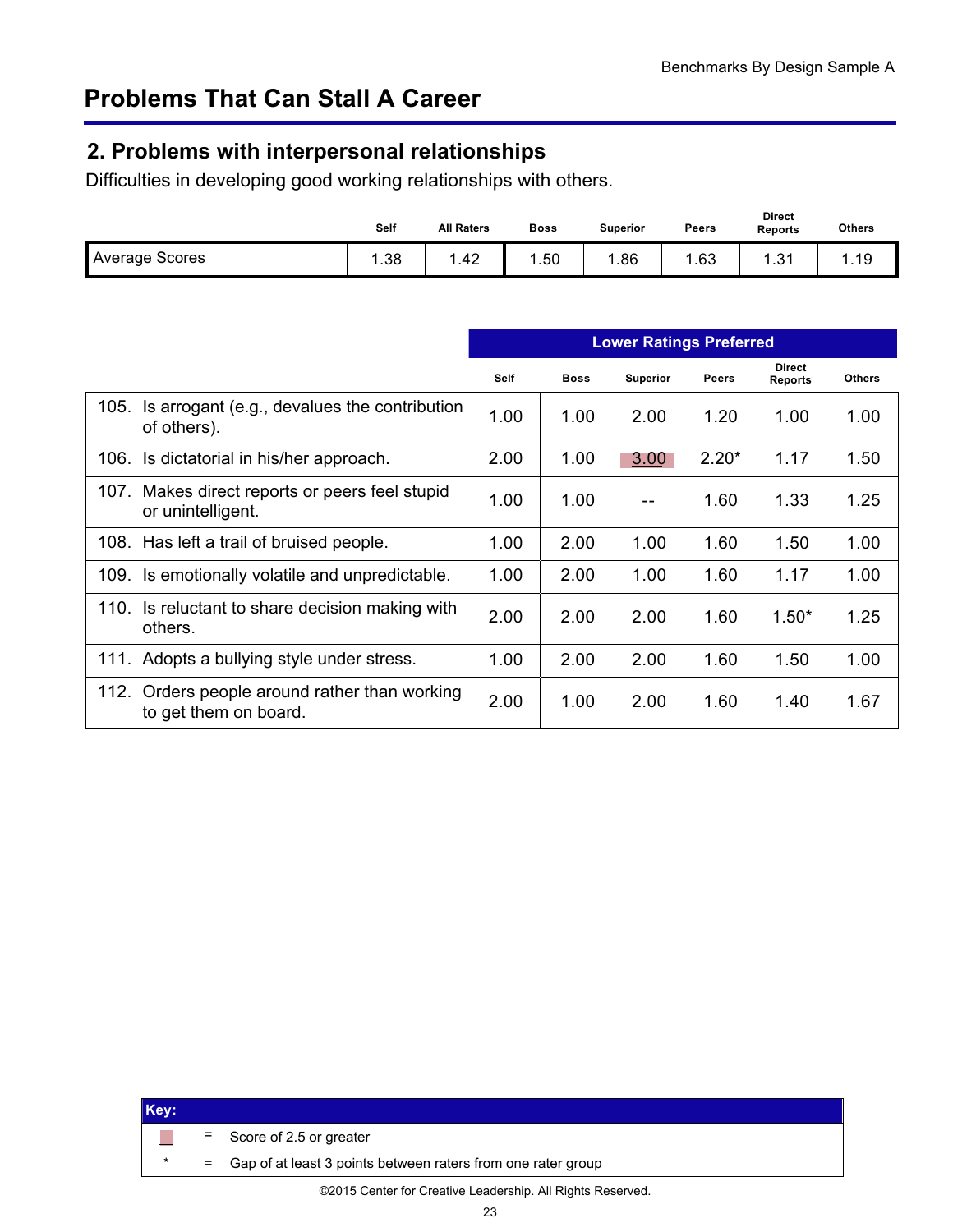# Problems That Can Stall A Career

## 2. Problems with interpersonal relationships

Difficulties in developing good working relationships with others.

| | Self | All Raters | Boss | Superior | Peers | Direct Reports | Others |
|---|---|---|---|---|---|---|---|
| Average Scores | 1.38 | 1.42 | 1.50 | 1.86 | 1.63 | 1.31 | 1.19 |

| | Lower Ratings Preferred | | | | | |
|---|---|---|---|---|---|---|
| | Self | Boss | Superior | Peers | Direct Reports | Others |
| 105. Is arrogant (e.g., devalues the contribution of others). | 1.00 | 1.00 | 2.00 | 1.20 | 1.00 | 1.00 |
| 106. Is dictatorial in his/her approach. | 2.00 | 1.00 | 3.00 | 2.20* | 1.17 | 1.50 |
| 107. Makes direct reports or peers feel stupid or unintelligent. | 1.00 | 1.00 | -- | 1.60 | 1.33 | 1.25 |
| 108. Has left a trail of bruised people. | 1.00 | 2.00 | 1.00 | 1.60 | 1.50 | 1.00 |
| 109. Is emotionally volatile and unpredictable. | 1.00 | 2.00 | 1.00 | 1.60 | 1.17 | 1.00 |
| 110. Is reluctant to share decision making with others. | 2.00 | 2.00 | 2.00 | 1.60 | 1.50* | 1.25 |
| 111. Adopts a bullying style under stress. | 1.00 | 2.00 | 2.00 | 1.60 | 1.50 | 1.00 |
| 112. Orders people around rather than working to get them on board. | 2.00 | 1.00 | 2.00 | 1.60 | 1.40 | 1.67 |

**Key:**

| | | |
|---|---|---|
| (shaded) | = | Score of 2.5 or greater |
| * | = | Gap of at least 3 points between raters from one rater group |

©2015 Center for Creative Leadership. All Rights Reserved.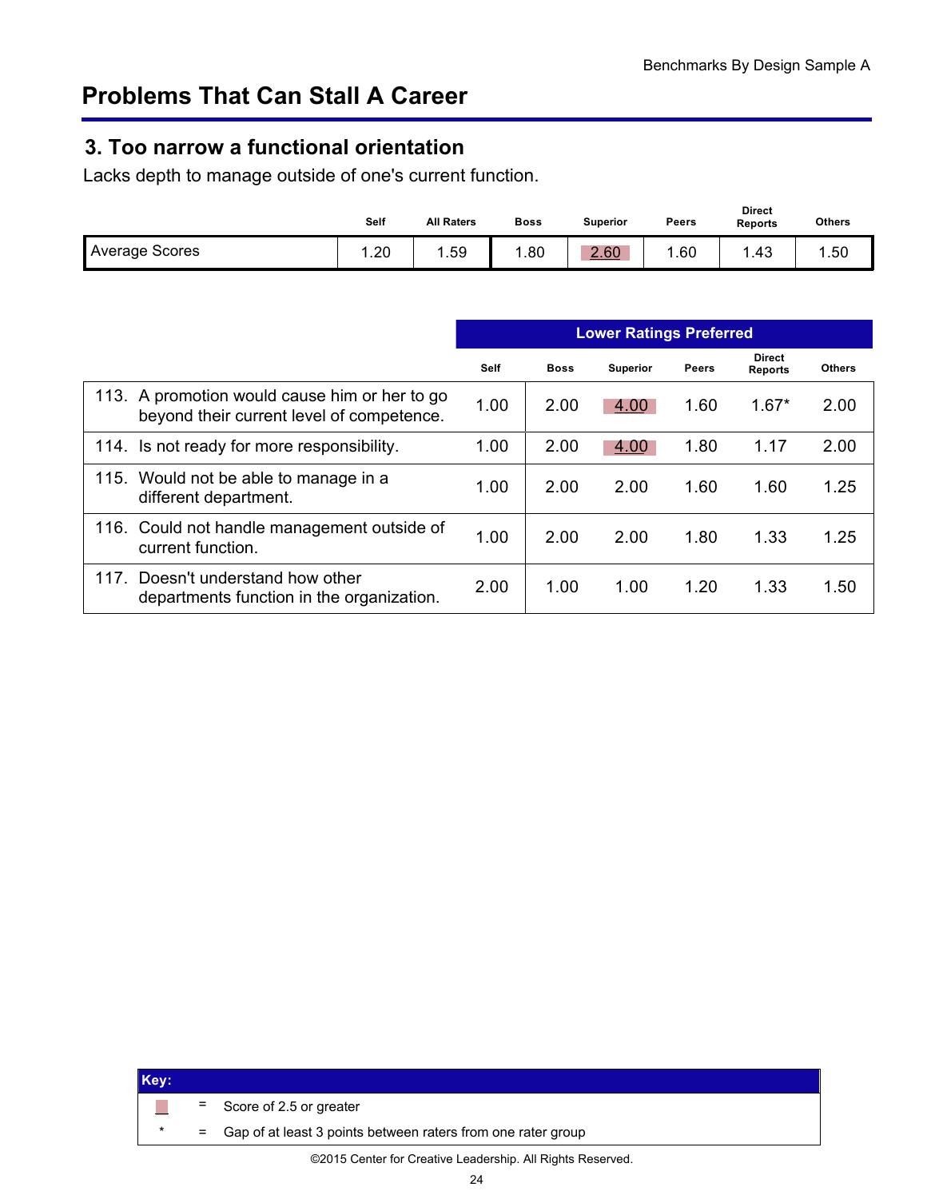## Problems That Can Stall A Career

### 3. Too narrow a functional orientation

Lacks depth to manage outside of one's current function.

| | Self | All Raters | Boss | Superior | Peers | Direct Reports | Others |
|---|---|---|---|---|---|---|---|
| Average Scores | 1.20 | 1.59 | 1.80 | 2.60 | 1.60 | 1.43 | 1.50 |

| | Lower Ratings Preferred | | | | | |
|---|---|---|---|---|---|---|
| | Self | Boss | Superior | Peers | Direct Reports | Others |
| 113. A promotion would cause him or her to go beyond their current level of competence. | 1.00 | 2.00 | 4.00 | 1.60 | 1.67* | 2.00 |
| 114. Is not ready for more responsibility. | 1.00 | 2.00 | 4.00 | 1.80 | 1.17 | 2.00 |
| 115. Would not be able to manage in a different department. | 1.00 | 2.00 | 2.00 | 1.60 | 1.60 | 1.25 |
| 116. Could not handle management outside of current function. | 1.00 | 2.00 | 2.00 | 1.80 | 1.33 | 1.25 |
| 117. Doesn't understand how other departments function in the organization. | 2.00 | 1.00 | 1.00 | 1.20 | 1.33 | 1.50 |

| Key: | | |
|---|---|---|
| (shaded) | = | Score of 2.5 or greater |
| * | = | Gap of at least 3 points between raters from one rater group |

©2015 Center for Creative Leadership. All Rights Reserved.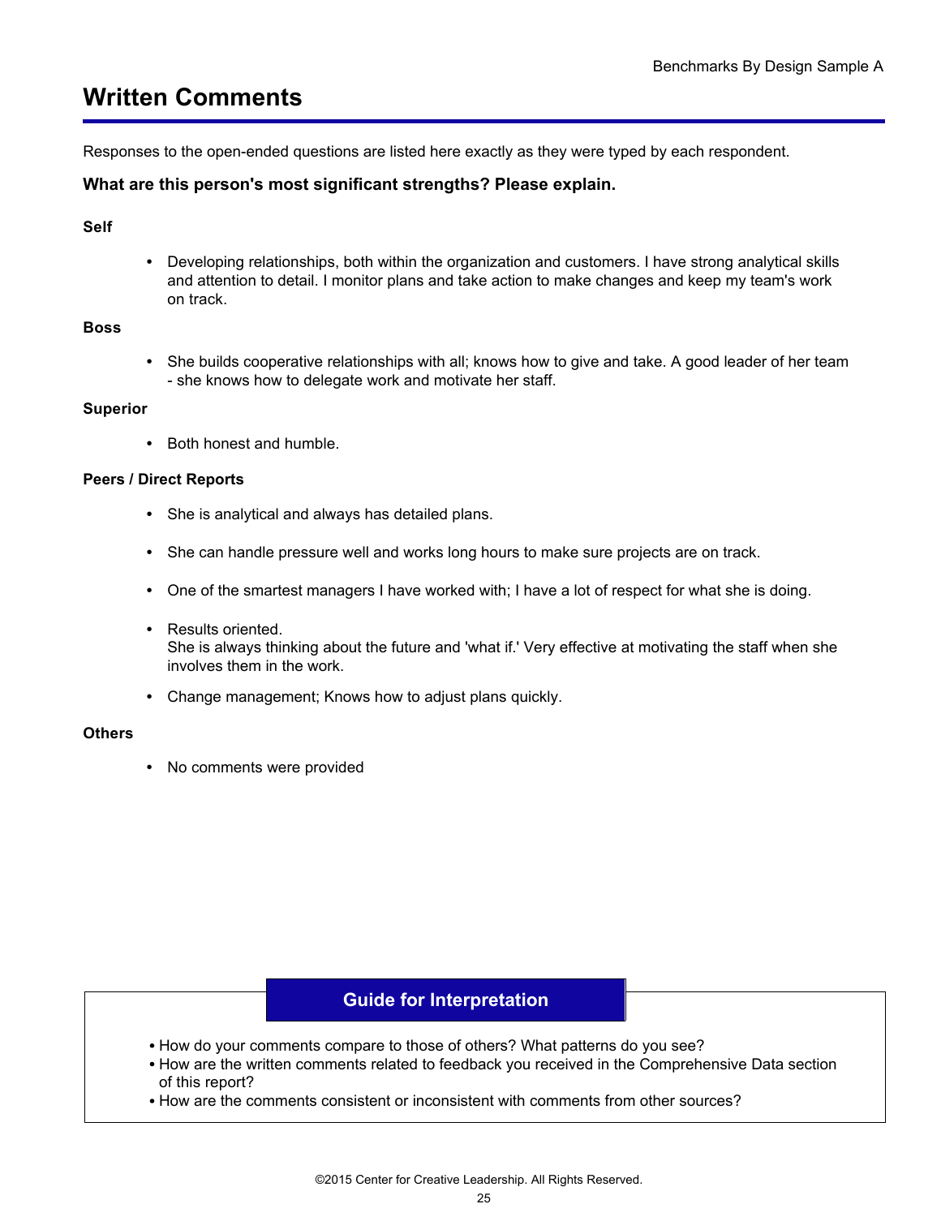# Written Comments

Responses to the open-ended questions are listed here exactly as they were typed by each respondent.

### What are this person's most significant strengths? Please explain.

**Self**

- Developing relationships, both within the organization and customers. I have strong analytical skills and attention to detail. I monitor plans and take action to make changes and keep my team's work on track.

**Boss**

- She builds cooperative relationships with all; knows how to give and take. A good leader of her team - she knows how to delegate work and motivate her staff.

**Superior**

- Both honest and humble.

**Peers / Direct Reports**

- She is analytical and always has detailed plans.
- She can handle pressure well and works long hours to make sure projects are on track.
- One of the smartest managers I have worked with; I have a lot of respect for what she is doing.
- Results oriented.
  She is always thinking about the future and 'what if.' Very effective at motivating the staff when she involves them in the work.
- Change management; Knows how to adjust plans quickly.

**Others**

- No comments were provided

**Guide for Interpretation**

- How do your comments compare to those of others? What patterns do you see?
- How are the written comments related to feedback you received in the Comprehensive Data section of this report?
- How are the comments consistent or inconsistent with comments from other sources?

©2015 Center for Creative Leadership. All Rights Reserved.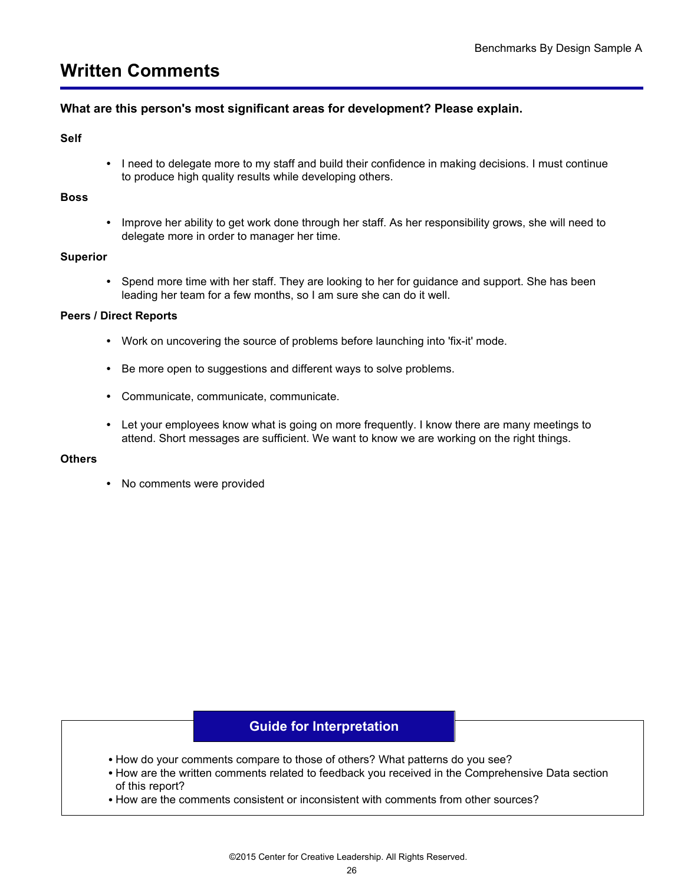# Written Comments

**What are this person's most significant areas for development? Please explain.**

**Self**

- I need to delegate more to my staff and build their confidence in making decisions. I must continue to produce high quality results while developing others.

**Boss**

- Improve her ability to get work done through her staff. As her responsibility grows, she will need to delegate more in order to manager her time.

**Superior**

- Spend more time with her staff. They are looking to her for guidance and support. She has been leading her team for a few months, so I am sure she can do it well.

**Peers / Direct Reports**

- Work on uncovering the source of problems before launching into 'fix-it' mode.
- Be more open to suggestions and different ways to solve problems.
- Communicate, communicate, communicate.
- Let your employees know what is going on more frequently. I know there are many meetings to attend. Short messages are sufficient. We want to know we are working on the right things.

**Others**

- No comments were provided

**Guide for Interpretation**

- How do your comments compare to those of others? What patterns do you see?
- How are the written comments related to feedback you received in the Comprehensive Data section of this report?
- How are the comments consistent or inconsistent with comments from other sources?

©2015 Center for Creative Leadership. All Rights Reserved.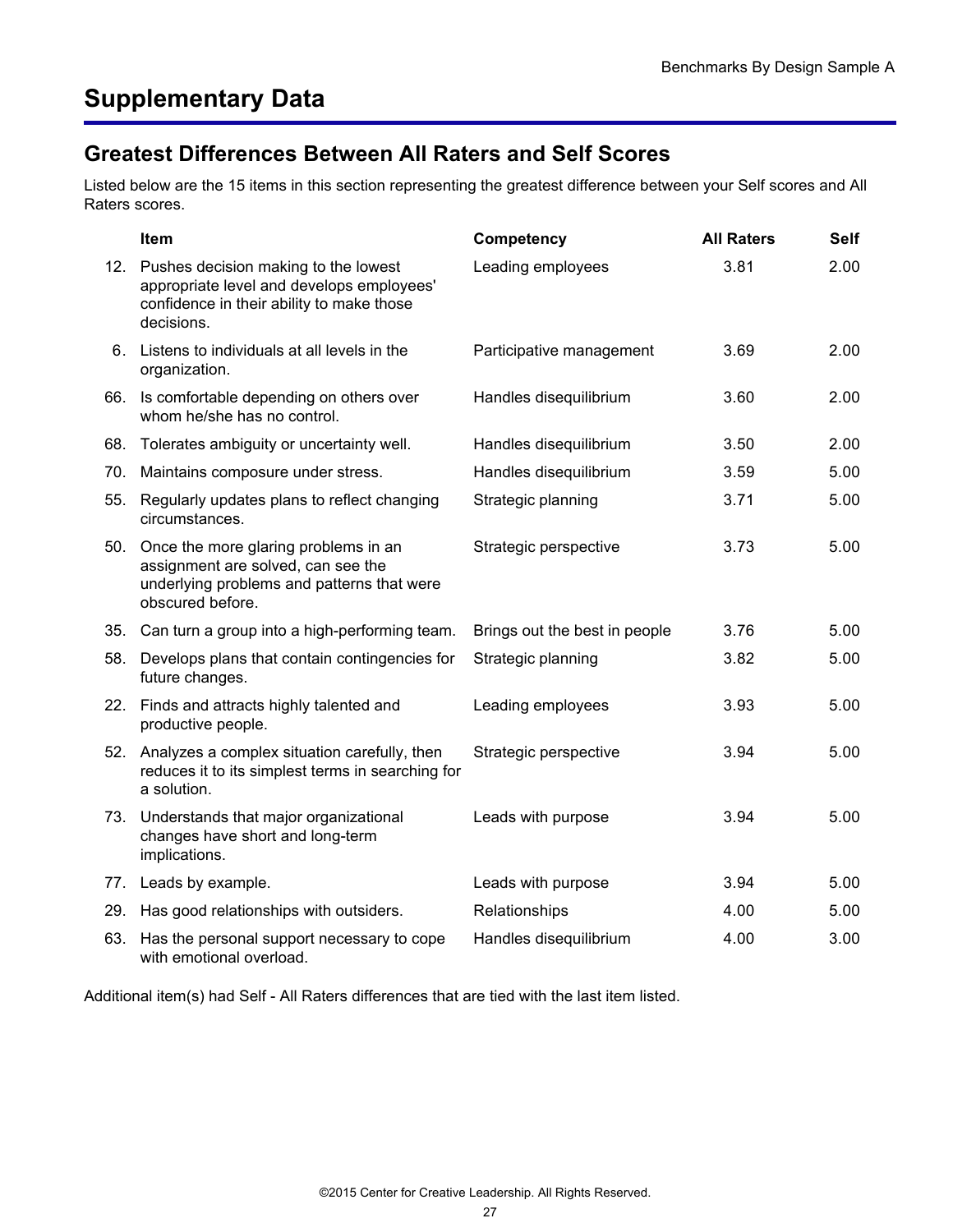# Supplementary Data

## Greatest Differences Between All Raters and Self Scores

Listed below are the 15 items in this section representing the greatest difference between your Self scores and All Raters scores.

| | Item | Competency | All Raters | Self |
|---|---|---|---|---|
| 12. | Pushes decision making to the lowest appropriate level and develops employees' confidence in their ability to make those decisions. | Leading employees | 3.81 | 2.00 |
| 6. | Listens to individuals at all levels in the organization. | Participative management | 3.69 | 2.00 |
| 66. | Is comfortable depending on others over whom he/she has no control. | Handles disequilibrium | 3.60 | 2.00 |
| 68. | Tolerates ambiguity or uncertainty well. | Handles disequilibrium | 3.50 | 2.00 |
| 70. | Maintains composure under stress. | Handles disequilibrium | 3.59 | 5.00 |
| 55. | Regularly updates plans to reflect changing circumstances. | Strategic planning | 3.71 | 5.00 |
| 50. | Once the more glaring problems in an assignment are solved, can see the underlying problems and patterns that were obscured before. | Strategic perspective | 3.73 | 5.00 |
| 35. | Can turn a group into a high-performing team. | Brings out the best in people | 3.76 | 5.00 |
| 58. | Develops plans that contain contingencies for future changes. | Strategic planning | 3.82 | 5.00 |
| 22. | Finds and attracts highly talented and productive people. | Leading employees | 3.93 | 5.00 |
| 52. | Analyzes a complex situation carefully, then reduces it to its simplest terms in searching for a solution. | Strategic perspective | 3.94 | 5.00 |
| 73. | Understands that major organizational changes have short and long-term implications. | Leads with purpose | 3.94 | 5.00 |
| 77. | Leads by example. | Leads with purpose | 3.94 | 5.00 |
| 29. | Has good relationships with outsiders. | Relationships | 4.00 | 5.00 |
| 63. | Has the personal support necessary to cope with emotional overload. | Handles disequilibrium | 4.00 | 3.00 |

Additional item(s) had Self - All Raters differences that are tied with the last item listed.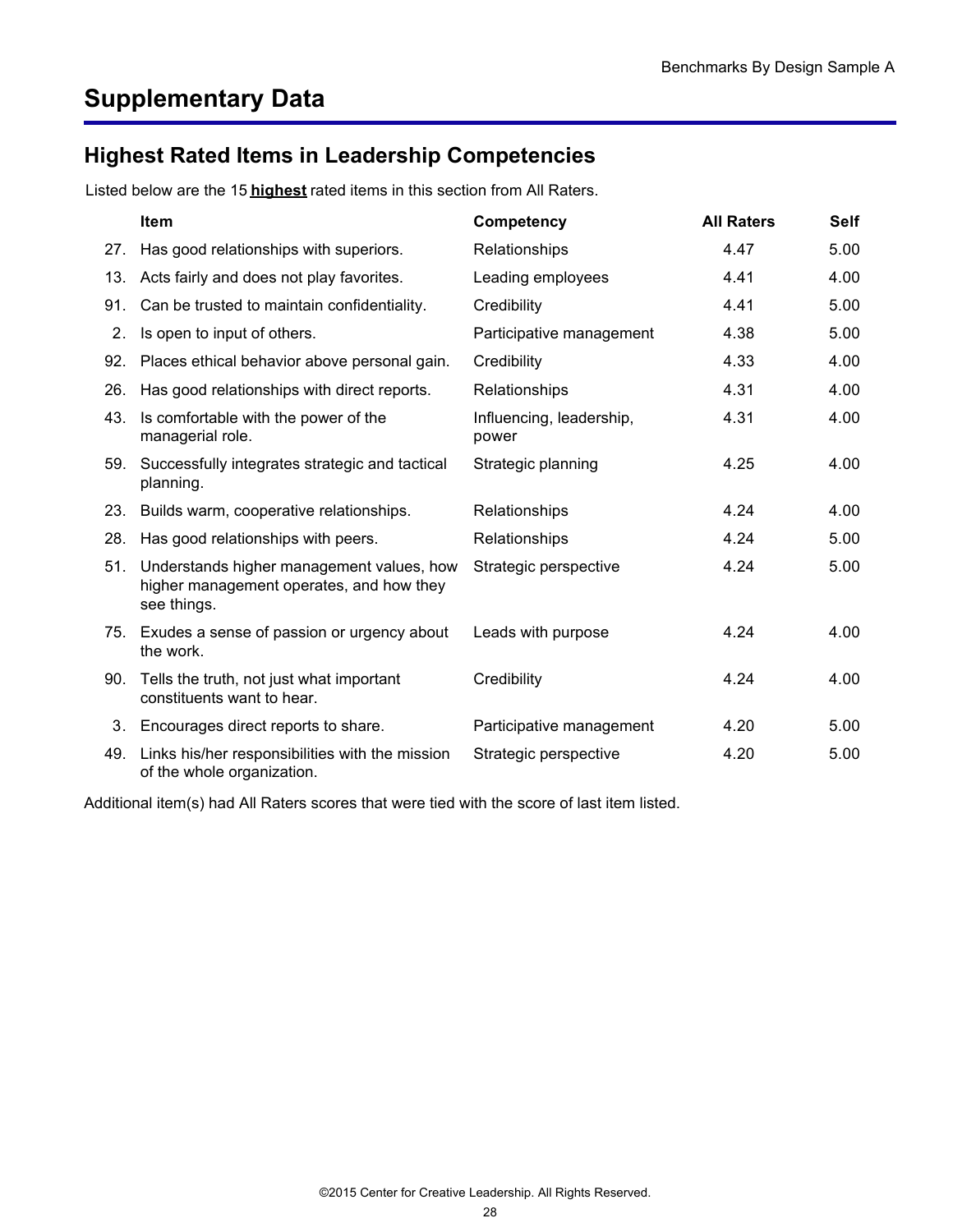# Supplementary Data

## Highest Rated Items in Leadership Competencies

Listed below are the 15 **highest** rated items in this section from All Raters.

| | Item | Competency | All Raters | Self |
|---|---|---|---|---|
| 27. | Has good relationships with superiors. | Relationships | 4.47 | 5.00 |
| 13. | Acts fairly and does not play favorites. | Leading employees | 4.41 | 4.00 |
| 91. | Can be trusted to maintain confidentiality. | Credibility | 4.41 | 5.00 |
| 2. | Is open to input of others. | Participative management | 4.38 | 5.00 |
| 92. | Places ethical behavior above personal gain. | Credibility | 4.33 | 4.00 |
| 26. | Has good relationships with direct reports. | Relationships | 4.31 | 4.00 |
| 43. | Is comfortable with the power of the managerial role. | Influencing, leadership, power | 4.31 | 4.00 |
| 59. | Successfully integrates strategic and tactical planning. | Strategic planning | 4.25 | 4.00 |
| 23. | Builds warm, cooperative relationships. | Relationships | 4.24 | 4.00 |
| 28. | Has good relationships with peers. | Relationships | 4.24 | 5.00 |
| 51. | Understands higher management values, how higher management operates, and how they see things. | Strategic perspective | 4.24 | 5.00 |
| 75. | Exudes a sense of passion or urgency about the work. | Leads with purpose | 4.24 | 4.00 |
| 90. | Tells the truth, not just what important constituents want to hear. | Credibility | 4.24 | 4.00 |
| 3. | Encourages direct reports to share. | Participative management | 4.20 | 5.00 |
| 49. | Links his/her responsibilities with the mission of the whole organization. | Strategic perspective | 4.20 | 5.00 |

Additional item(s) had All Raters scores that were tied with the score of last item listed.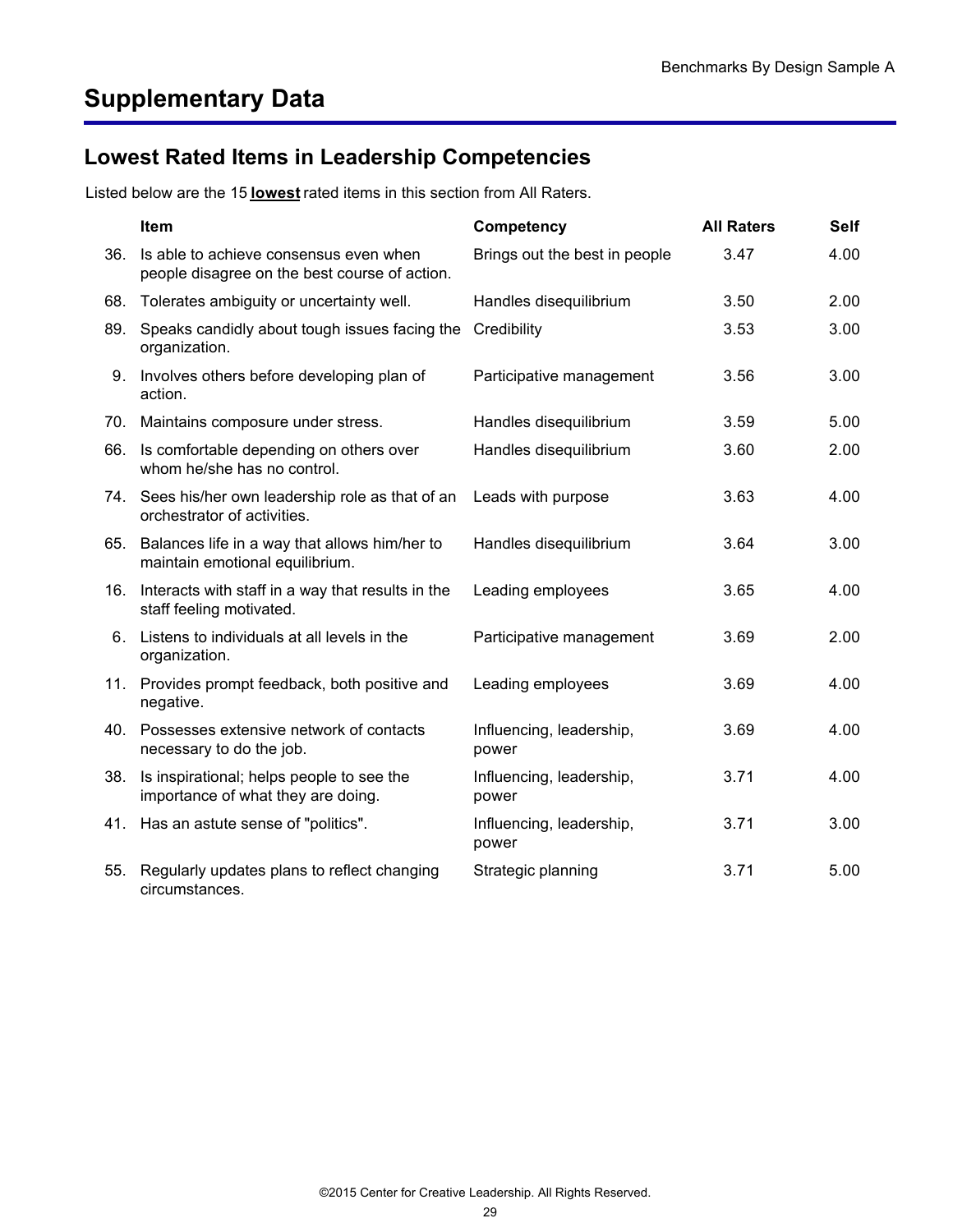# Supplementary Data

## Lowest Rated Items in Leadership Competencies

Listed below are the 15 **lowest** rated items in this section from All Raters.

| | Item | Competency | All Raters | Self |
|---|---|---|---|---|
| 36. | Is able to achieve consensus even when people disagree on the best course of action. | Brings out the best in people | 3.47 | 4.00 |
| 68. | Tolerates ambiguity or uncertainty well. | Handles disequilibrium | 3.50 | 2.00 |
| 89. | Speaks candidly about tough issues facing the organization. | Credibility | 3.53 | 3.00 |
| 9. | Involves others before developing plan of action. | Participative management | 3.56 | 3.00 |
| 70. | Maintains composure under stress. | Handles disequilibrium | 3.59 | 5.00 |
| 66. | Is comfortable depending on others over whom he/she has no control. | Handles disequilibrium | 3.60 | 2.00 |
| 74. | Sees his/her own leadership role as that of an orchestrator of activities. | Leads with purpose | 3.63 | 4.00 |
| 65. | Balances life in a way that allows him/her to maintain emotional equilibrium. | Handles disequilibrium | 3.64 | 3.00 |
| 16. | Interacts with staff in a way that results in the staff feeling motivated. | Leading employees | 3.65 | 4.00 |
| 6. | Listens to individuals at all levels in the organization. | Participative management | 3.69 | 2.00 |
| 11. | Provides prompt feedback, both positive and negative. | Leading employees | 3.69 | 4.00 |
| 40. | Possesses extensive network of contacts necessary to do the job. | Influencing, leadership, power | 3.69 | 4.00 |
| 38. | Is inspirational; helps people to see the importance of what they are doing. | Influencing, leadership, power | 3.71 | 4.00 |
| 41. | Has an astute sense of "politics". | Influencing, leadership, power | 3.71 | 3.00 |
| 55. | Regularly updates plans to reflect changing circumstances. | Strategic planning | 3.71 | 5.00 |

©2015 Center for Creative Leadership. All Rights Reserved.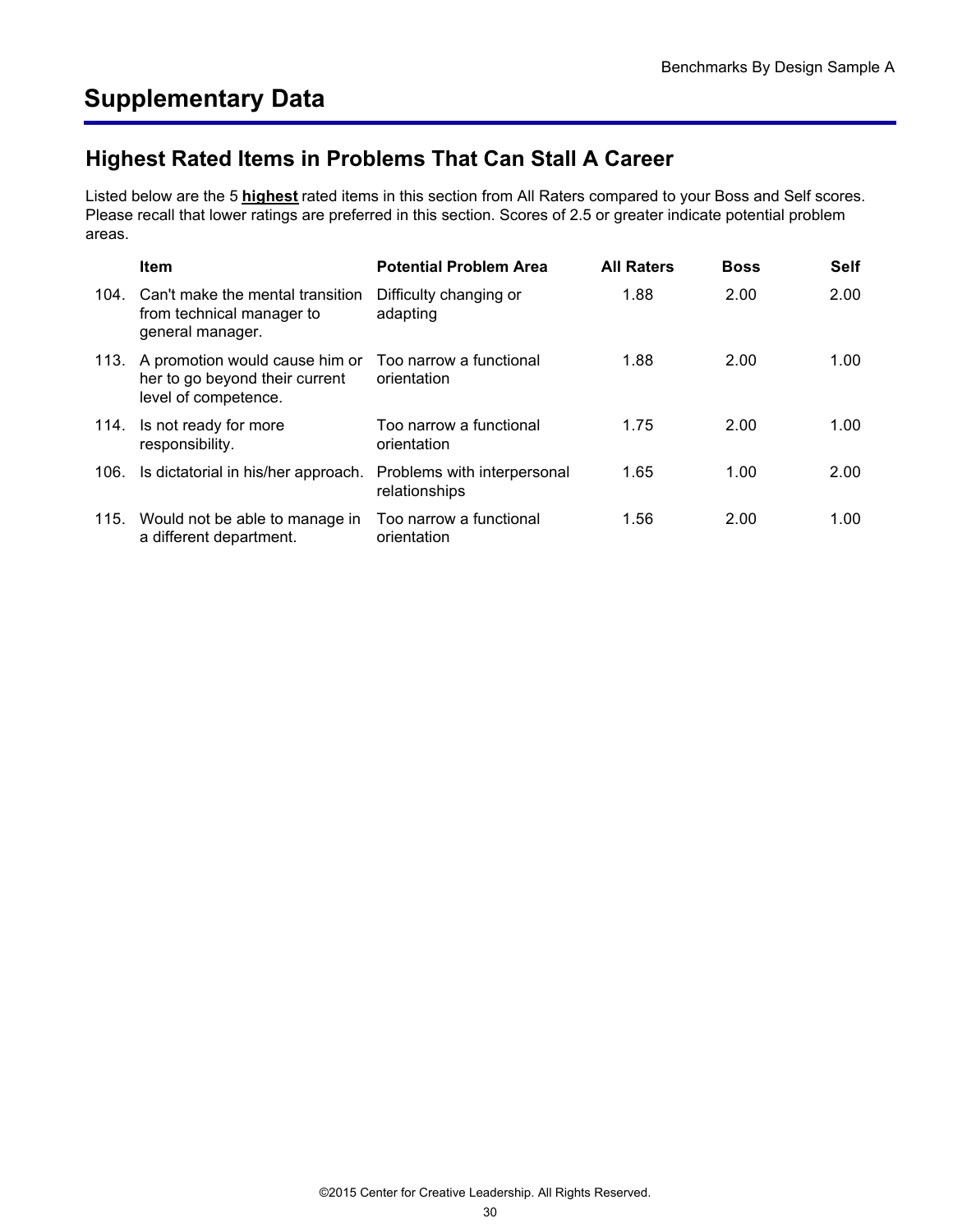# Supplementary Data

## Highest Rated Items in Problems That Can Stall A Career

Listed below are the 5 **highest** rated items in this section from All Raters compared to your Boss and Self scores. Please recall that lower ratings are preferred in this section. Scores of 2.5 or greater indicate potential problem areas.

| | Item | Potential Problem Area | All Raters | Boss | Self |
|---|---|---|---|---|---|
| 104. | Can't make the mental transition from technical manager to general manager. | Difficulty changing or adapting | 1.88 | 2.00 | 2.00 |
| 113. | A promotion would cause him or her to go beyond their current level of competence. | Too narrow a functional orientation | 1.88 | 2.00 | 1.00 |
| 114. | Is not ready for more responsibility. | Too narrow a functional orientation | 1.75 | 2.00 | 1.00 |
| 106. | Is dictatorial in his/her approach. | Problems with interpersonal relationships | 1.65 | 1.00 | 2.00 |
| 115. | Would not be able to manage in a different department. | Too narrow a functional orientation | 1.56 | 2.00 | 1.00 |